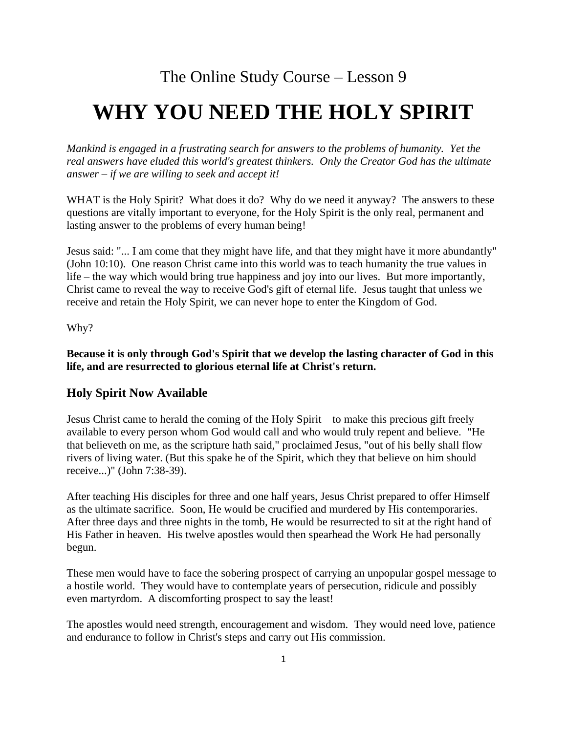The Online Study Course – Lesson 9

# WHY YOU NEED THE HOLY SPIRIT

*Mankind is engaged in a frustrating search for answers to the problems of humanity. Yet the real answers have eluded this world's greatest thinkers. Only the Creator God has the ultimate answer – if we are willing to seek and accept it!*

WHAT is the Holy Spirit? What does it do? Why do we need it anyway? The answers to these questions are vitally important to everyone, for the Holy Spirit is the only real, permanent and lasting answer to the problems of every human being!

Jesus said: "... I am come that they might have life, and that they might have it more abundantly" (John 10:10). One reason Christ came into this world was to teach humanity the true values in life – the way which would bring true happiness and joy into our lives. But more importantly, Christ came to reveal the way to receive God's gift of eternal life. Jesus taught that unless we receive and retain the Holy Spirit, we can never hope to enter the Kingdom of God.

Why?

**Because it is only through God's Spirit that we develop the lasting character of God in this life, and are resurrected to glorious eternal life at Christ's return.**

## Holy Spirit Now Available

Jesus Christ came to herald the coming of the Holy Spirit – to make this precious gift freely available to every person whom God would call and who would truly repent and believe. "He that believeth on me, as the scripture hath said," proclaimed Jesus, "out of his belly shall flow rivers of living water. (But this spake he of the Spirit, which they that believe on him should receive...)" (John 7:38-39).

After teaching His disciples for three and one half years, Jesus Christ prepared to offer Himself as the ultimate sacrifice. Soon, He would be crucified and murdered by His contemporaries. After three days and three nights in the tomb, He would be resurrected to sit at the right hand of His Father in heaven. His twelve apostles would then spearhead the Work He had personally begun.

These men would have to face the sobering prospect of carrying an unpopular gospel message to a hostile world. They would have to contemplate years of persecution, ridicule and possibly even martyrdom. A discomforting prospect to say the least!

The apostles would need strength, encouragement and wisdom. They would need love, patience and endurance to follow in Christ's steps and carry out His commission.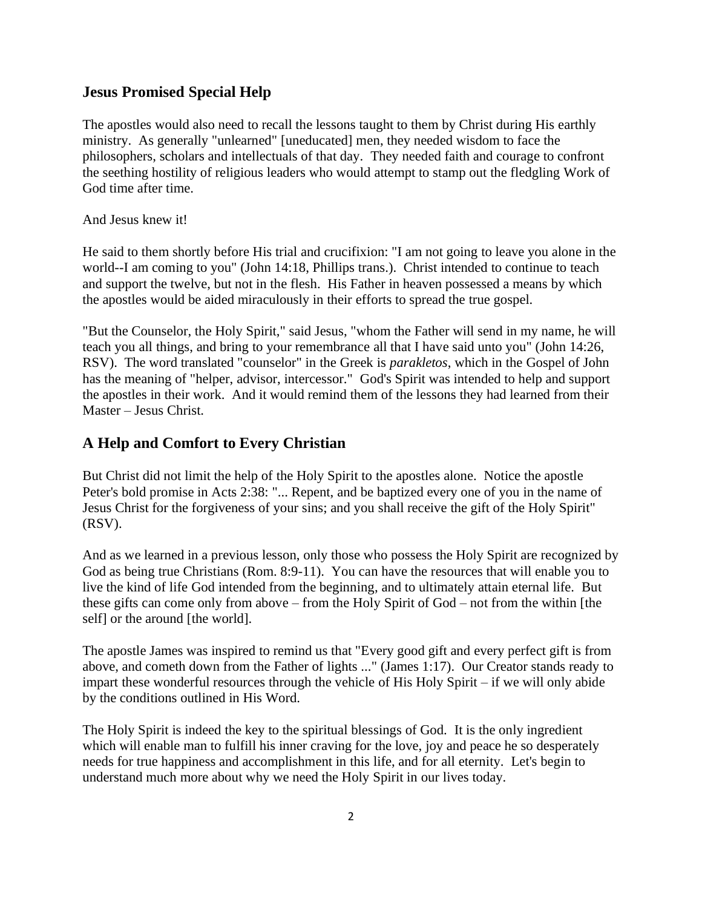## Jesus Promised Special Help

The apostles would also need to recall the lessons taught to them by Christ during His earthly ministry. As generally "unlearned" [uneducated] men, they needed wisdom to face the philosophers, scholars and intellectuals of that day. They needed faith and courage to confront the seething hostility of religious leaders who would attempt to stamp out the fledgling Work of God time after time.

And Jesus knew it!

He said to them shortly before His trial and crucifixion: "I am not going to leave you alone in the world--I am coming to you" (John 14:18, Phillips trans.). Christ intended to continue to teach and support the twelve, but not in the flesh. His Father in heaven possessed a means by which the apostles would be aided miraculously in their efforts to spread the true gospel.

"But the Counselor, the Holy Spirit," said Jesus, "whom the Father will send in my name, he will teach you all things, and bring to your remembrance all that I have said unto you" (John 14:26, RSV). The word translated "counselor" in the Greek is *parakletos*, which in the Gospel of John has the meaning of "helper, advisor, intercessor." God's Spirit was intended to help and support the apostles in their work. And it would remind them of the lessons they had learned from their Master – Jesus Christ.

## A Help and Comfort to Every Christian

But Christ did not limit the help of the Holy Spirit to the apostles alone. Notice the apostle Peter's bold promise in Acts 2:38: "... Repent, and be baptized every one of you in the name of Jesus Christ for the forgiveness of your sins; and you shall receive the gift of the Holy Spirit" (RSV).

And as we learned in a previous lesson, only those who possess the Holy Spirit are recognized by God as being true Christians (Rom. 8:9-11). You can have the resources that will enable you to live the kind of life God intended from the beginning, and to ultimately attain eternal life. But these gifts can come only from above – from the Holy Spirit of God – not from the within [the self] or the around [the world].

The apostle James was inspired to remind us that "Every good gift and every perfect gift is from above, and cometh down from the Father of lights ..." (James 1:17). Our Creator stands ready to impart these wonderful resources through the vehicle of His Holy Spirit – if we will only abide by the conditions outlined in His Word.

The Holy Spirit is indeed the key to the spiritual blessings of God. It is the only ingredient which will enable man to fulfill his inner craving for the love, joy and peace he so desperately needs for true happiness and accomplishment in this life, and for all eternity. Let's begin to understand much more about why we need the Holy Spirit in our lives today.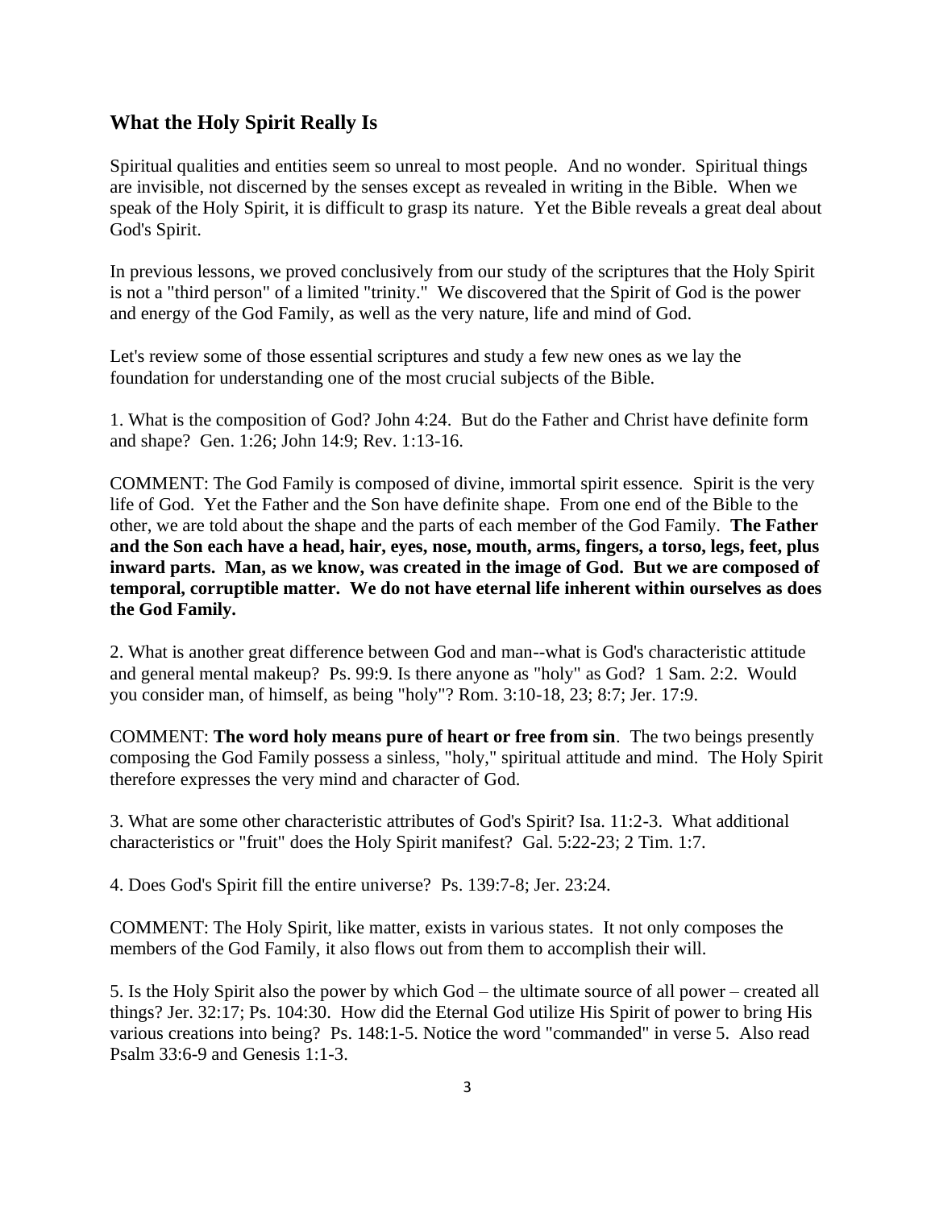## What the Holy Spirit Really Is

Spiritual qualities and entities seem so unreal to most people. And no wonder. Spiritual things are invisible, not discerned by the senses except as revealed in writing in the Bible. When we speak of the Holy Spirit, it is difficult to grasp its nature. Yet the Bible reveals a great deal about God's Spirit.

In previous lessons, we proved conclusively from our study of the scriptures that the Holy Spirit is not a "third person" of a limited "trinity." We discovered that the Spirit of God is the power and energy of the God Family, as well as the very nature, life and mind of God.

Let's review some of those essential scriptures and study a few new ones as we lay the foundation for understanding one of the most crucial subjects of the Bible.

1. What is the composition of God? John 4:24. But do the Father and Christ have definite form and shape? Gen. 1:26; John 14:9; Rev. 1:13-16.

COMMENT: The God Family is composed of divine, immortal spirit essence. Spirit is the very life of God. Yet the Father and the Son have definite shape. From one end of the Bible to the other, we are told about the shape and the parts of each member of the God Family. **The Father and the Son each have a head, hair, eyes, nose, mouth, arms, fingers, a torso, legs, feet, plus inward parts. Man, as we know, was created in the image of God. But we are composed of temporal, corruptible matter. We do not have eternal life inherent within ourselves as does the God Family.**

2. What is another great difference between God and man--what is God's characteristic attitude and general mental makeup? Ps. 99:9. Is there anyone as "holy" as God? 1 Sam. 2:2. Would you consider man, of himself, as being "holy"? Rom. 3:10-18, 23; 8:7; Jer. 17:9.

COMMENT: **The word holy means pure of heart or free from sin**. The two beings presently composing the God Family possess a sinless, "holy," spiritual attitude and mind. The Holy Spirit therefore expresses the very mind and character of God.

3. What are some other characteristic attributes of God's Spirit? Isa. 11:2-3. What additional characteristics or "fruit" does the Holy Spirit manifest? Gal. 5:22-23; 2 Tim. 1:7.

4. Does God's Spirit fill the entire universe? Ps. 139:7-8; Jer. 23:24.

COMMENT: The Holy Spirit, like matter, exists in various states. It not only composes the members of the God Family, it also flows out from them to accomplish their will.

5. Is the Holy Spirit also the power by which God – the ultimate source of all power – created all things? Jer. 32:17; Ps. 104:30. How did the Eternal God utilize His Spirit of power to bring His various creations into being? Ps. 148:1-5. Notice the word "commanded" in verse 5. Also read Psalm 33:6-9 and Genesis 1:1-3.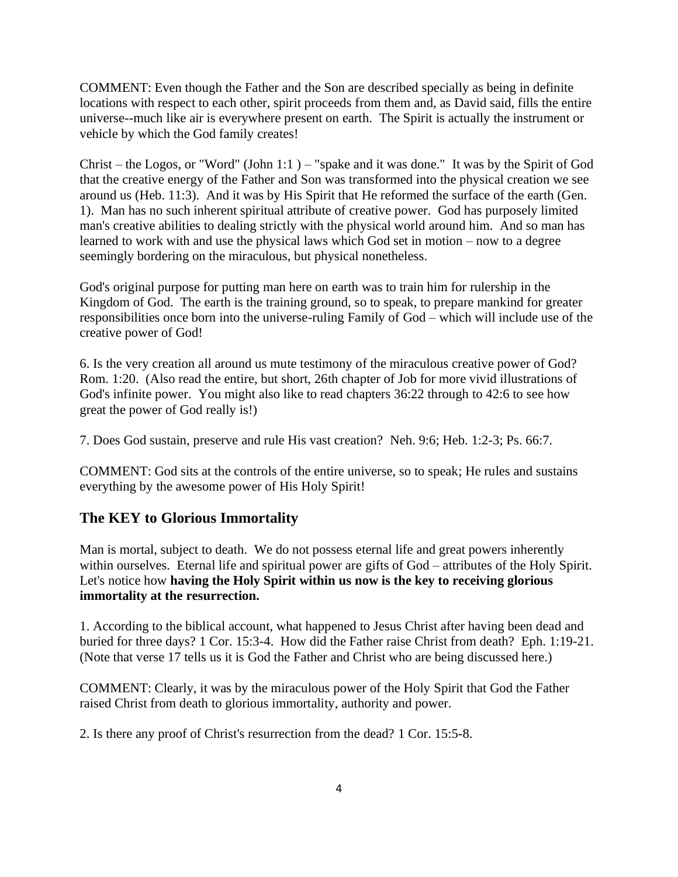COMMENT: Even though the Father and the Son are described specially as being in definite locations with respect to each other, spirit proceeds from them and, as David said, fills the entire universe--much like air is everywhere present on earth. The Spirit is actually the instrument or vehicle by which the God family creates!

Christ – the Logos, or "Word" (John 1:1 ) – "spake and it was done." It was by the Spirit of God that the creative energy of the Father and Son was transformed into the physical creation we see around us (Heb. 11:3). And it was by His Spirit that He reformed the surface of the earth (Gen. 1). Man has no such inherent spiritual attribute of creative power. God has purposely limited man's creative abilities to dealing strictly with the physical world around him. And so man has learned to work with and use the physical laws which God set in motion – now to a degree seemingly bordering on the miraculous, but physical nonetheless.

God's original purpose for putting man here on earth was to train him for rulership in the Kingdom of God. The earth is the training ground, so to speak, to prepare mankind for greater responsibilities once born into the universe-ruling Family of God – which will include use of the creative power of God!

6. Is the very creation all around us mute testimony of the miraculous creative power of God? Rom. 1:20. (Also read the entire, but short, 26th chapter of Job for more vivid illustrations of God's infinite power. You might also like to read chapters 36:22 through to 42:6 to see how great the power of God really is!)

7. Does God sustain, preserve and rule His vast creation? Neh. 9:6; Heb. 1:2-3; Ps. 66:7.

COMMENT: God sits at the controls of the entire universe, so to speak; He rules and sustains everything by the awesome power of His Holy Spirit!

## The KEY to Glorious Immortality

Man is mortal, subject to death. We do not possess eternal life and great powers inherently within ourselves. Eternal life and spiritual power are gifts of God – attributes of the Holy Spirit. Let's notice how **having the Holy Spirit within us now is the key to receiving glorious immortality at the resurrection.**

1. According to the biblical account, what happened to Jesus Christ after having been dead and buried for three days? 1 Cor. 15:3-4. How did the Father raise Christ from death? Eph. 1:19-21. (Note that verse 17 tells us it is God the Father and Christ who are being discussed here.)

COMMENT: Clearly, it was by the miraculous power of the Holy Spirit that God the Father raised Christ from death to glorious immortality, authority and power.

2. Is there any proof of Christ's resurrection from the dead? 1 Cor. 15:5-8.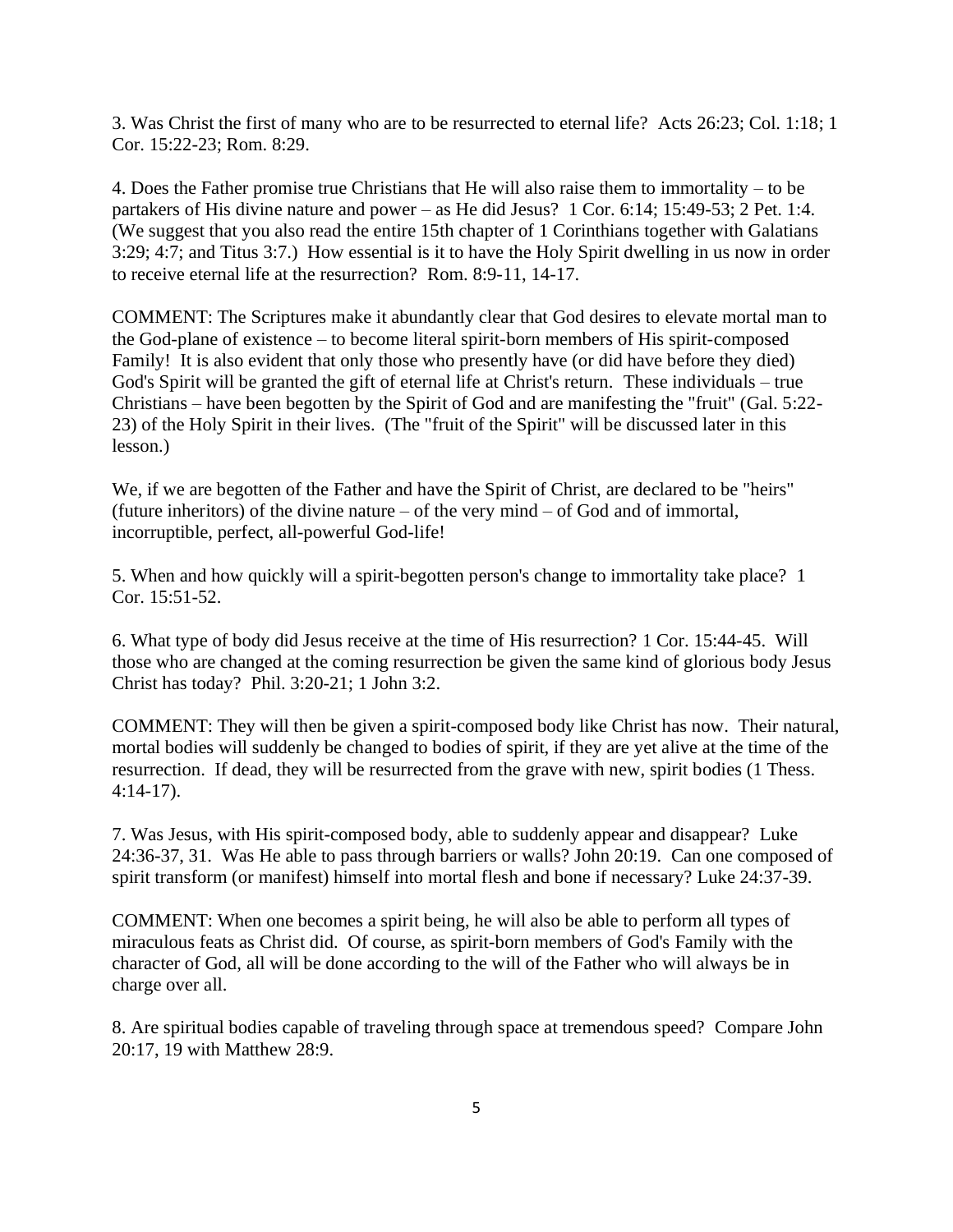3. Was Christ the first of many who are to be resurrected to eternal life? Acts 26:23; Col. 1:18; 1 Cor. 15:22-23; Rom. 8:29.

4. Does the Father promise true Christians that He will also raise them to immortality – to be partakers of His divine nature and power – as He did Jesus? 1 Cor. 6:14; 15:49-53; 2 Pet. 1:4. (We suggest that you also read the entire 15th chapter of 1 Corinthians together with Galatians 3:29; 4:7; and Titus 3:7.) How essential is it to have the Holy Spirit dwelling in us now in order to receive eternal life at the resurrection? Rom. 8:9-11, 14-17.

COMMENT: The Scriptures make it abundantly clear that God desires to elevate mortal man to the God-plane of existence – to become literal spirit-born members of His spirit-composed Family! It is also evident that only those who presently have (or did have before they died) God's Spirit will be granted the gift of eternal life at Christ's return. These individuals – true Christians – have been begotten by the Spirit of God and are manifesting the "fruit" (Gal. 5:22-23) of the Holy Spirit in their lives. (The "fruit of the Spirit" will be discussed later in this lesson.)

We, if we are begotten of the Father and have the Spirit of Christ, are declared to be "heirs" (future inheritors) of the divine nature – of the very mind – of God and of immortal, incorruptible, perfect, all-powerful God-life!

5. When and how quickly will a spirit-begotten person's change to immortality take place? 1 Cor. 15:51-52.

6. What type of body did Jesus receive at the time of His resurrection? 1 Cor. 15:44-45. Will those who are changed at the coming resurrection be given the same kind of glorious body Jesus Christ has today? Phil. 3:20-21; 1 John 3:2.

COMMENT: They will then be given a spirit-composed body like Christ has now. Their natural, mortal bodies will suddenly be changed to bodies of spirit, if they are yet alive at the time of the resurrection. If dead, they will be resurrected from the grave with new, spirit bodies (1 Thess. 4:14-17).

7. Was Jesus, with His spirit-composed body, able to suddenly appear and disappear? Luke 24:36-37, 31. Was He able to pass through barriers or walls? John 20:19. Can one composed of spirit transform (or manifest) himself into mortal flesh and bone if necessary? Luke 24:37-39.

COMMENT: When one becomes a spirit being, he will also be able to perform all types of miraculous feats as Christ did. Of course, as spirit-born members of God's Family with the character of God, all will be done according to the will of the Father who will always be in charge over all.

8. Are spiritual bodies capable of traveling through space at tremendous speed? Compare John 20:17, 19 with Matthew 28:9.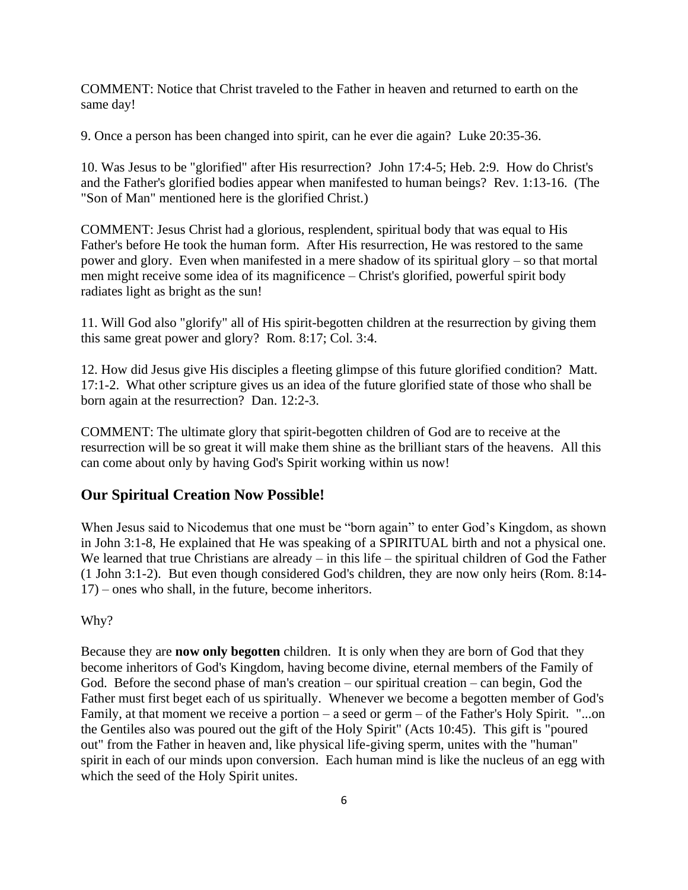COMMENT: Notice that Christ traveled to the Father in heaven and returned to earth on the same day!

9. Once a person has been changed into spirit, can he ever die again? Luke 20:35-36.

10. Was Jesus to be "glorified" after His resurrection? John 17:4-5; Heb. 2:9. How do Christ's and the Father's glorified bodies appear when manifested to human beings? Rev. 1:13-16. (The "Son of Man" mentioned here is the glorified Christ.)

COMMENT: Jesus Christ had a glorious, resplendent, spiritual body that was equal to His Father's before He took the human form. After His resurrection, He was restored to the same power and glory. Even when manifested in a mere shadow of its spiritual glory – so that mortal men might receive some idea of its magnificence – Christ's glorified, powerful spirit body radiates light as bright as the sun!

11. Will God also "glorify" all of His spirit-begotten children at the resurrection by giving them this same great power and glory? Rom. 8:17; Col. 3:4.

12. How did Jesus give His disciples a fleeting glimpse of this future glorified condition? Matt. 17:1-2. What other scripture gives us an idea of the future glorified state of those who shall be born again at the resurrection? Dan. 12:2-3.

COMMENT: The ultimate glory that spirit-begotten children of God are to receive at the resurrection will be so great it will make them shine as the brilliant stars of the heavens. All this can come about only by having God's Spirit working within us now!

## Our Spiritual Creation Now Possible!

When Jesus said to Nicodemus that one must be "born again" to enter God's Kingdom, as shown in John 3:1-8, He explained that He was speaking of a SPIRITUAL birth and not a physical one. We learned that true Christians are already – in this life – the spiritual children of God the Father (1 John 3:1-2). But even though considered God's children, they are now only heirs (Rom. 8:14-17) – ones who shall, in the future, become inheritors.

Why?

Because they are **now only begotten** children. It is only when they are born of God that they become inheritors of God's Kingdom, having become divine, eternal members of the Family of God. Before the second phase of man's creation – our spiritual creation – can begin, God the Father must first beget each of us spiritually. Whenever we become a begotten member of God's Family, at that moment we receive a portion – a seed or germ – of the Father's Holy Spirit. "...on the Gentiles also was poured out the gift of the Holy Spirit" (Acts 10:45). This gift is "poured out" from the Father in heaven and, like physical life-giving sperm, unites with the "human" spirit in each of our minds upon conversion. Each human mind is like the nucleus of an egg with which the seed of the Holy Spirit unites.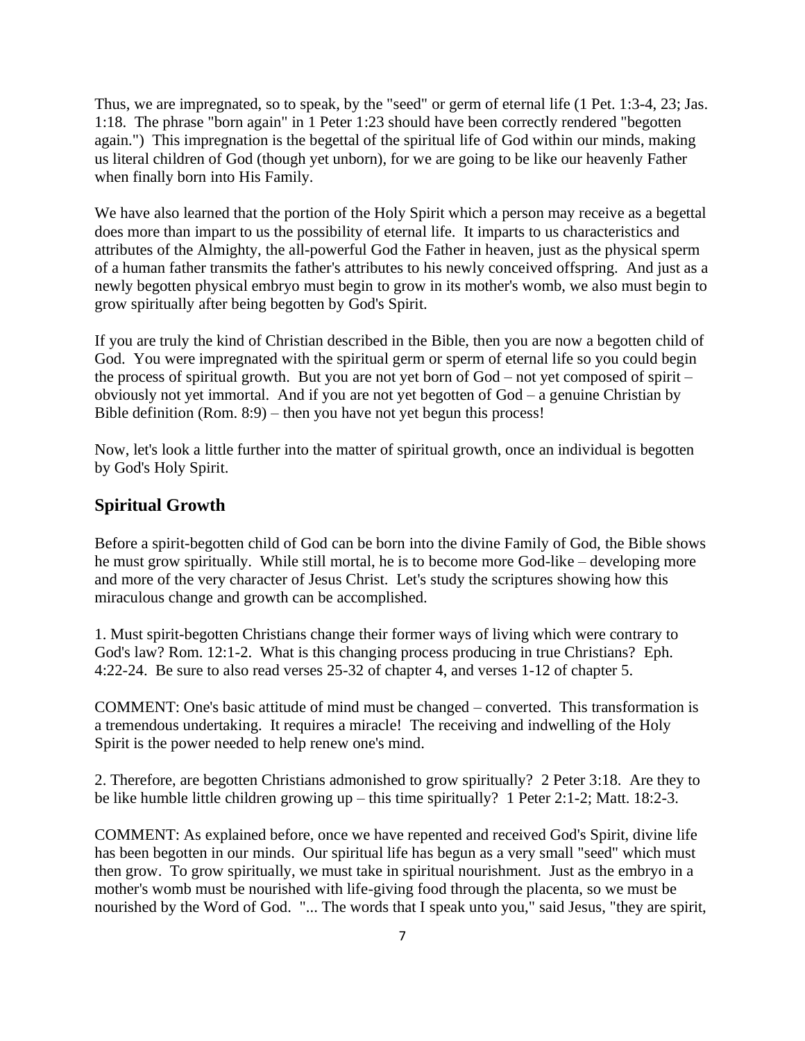Thus, we are impregnated, so to speak, by the "seed" or germ of eternal life (1 Pet. 1:3-4, 23; Jas. 1:18. The phrase "born again" in 1 Peter 1:23 should have been correctly rendered "begotten again.") This impregnation is the begettal of the spiritual life of God within our minds, making us literal children of God (though yet unborn), for we are going to be like our heavenly Father when finally born into His Family.

We have also learned that the portion of the Holy Spirit which a person may receive as a begettal does more than impart to us the possibility of eternal life. It imparts to us characteristics and attributes of the Almighty, the all-powerful God the Father in heaven, just as the physical sperm of a human father transmits the father's attributes to his newly conceived offspring. And just as a newly begotten physical embryo must begin to grow in its mother's womb, we also must begin to grow spiritually after being begotten by God's Spirit.

If you are truly the kind of Christian described in the Bible, then you are now a begotten child of God. You were impregnated with the spiritual germ or sperm of eternal life so you could begin the process of spiritual growth. But you are not yet born of God – not yet composed of spirit – obviously not yet immortal. And if you are not yet begotten of God – a genuine Christian by Bible definition (Rom. 8:9) – then you have not yet begun this process!

Now, let's look a little further into the matter of spiritual growth, once an individual is begotten by God's Holy Spirit.

## Spiritual Growth

Before a spirit-begotten child of God can be born into the divine Family of God, the Bible shows he must grow spiritually. While still mortal, he is to become more God-like – developing more and more of the very character of Jesus Christ. Let's study the scriptures showing how this miraculous change and growth can be accomplished.

1. Must spirit-begotten Christians change their former ways of living which were contrary to God's law? Rom. 12:1-2. What is this changing process producing in true Christians? Eph. 4:22-24. Be sure to also read verses 25-32 of chapter 4, and verses 1-12 of chapter 5.

COMMENT: One's basic attitude of mind must be changed – converted. This transformation is a tremendous undertaking. It requires a miracle! The receiving and indwelling of the Holy Spirit is the power needed to help renew one's mind.

2. Therefore, are begotten Christians admonished to grow spiritually? 2 Peter 3:18. Are they to be like humble little children growing up – this time spiritually? 1 Peter 2:1-2; Matt. 18:2-3.

COMMENT: As explained before, once we have repented and received God's Spirit, divine life has been begotten in our minds. Our spiritual life has begun as a very small "seed" which must then grow. To grow spiritually, we must take in spiritual nourishment. Just as the embryo in a mother's womb must be nourished with life-giving food through the placenta, so we must be nourished by the Word of God. "... The words that I speak unto you," said Jesus, "they are spirit,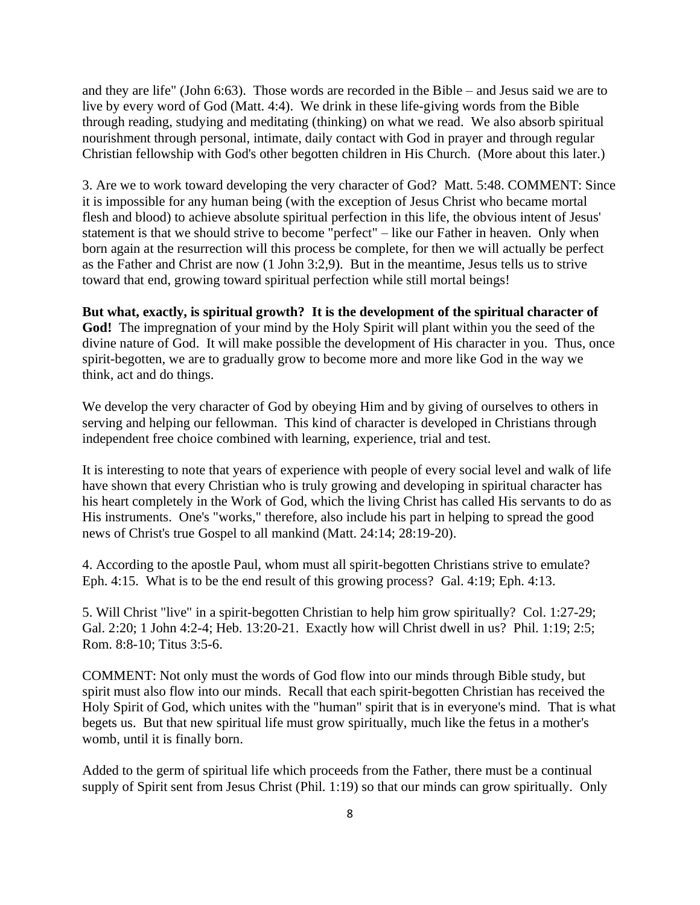and they are life" (John 6:63). Those words are recorded in the Bible – and Jesus said we are to live by every word of God (Matt. 4:4). We drink in these life-giving words from the Bible through reading, studying and meditating (thinking) on what we read. We also absorb spiritual nourishment through personal, intimate, daily contact with God in prayer and through regular Christian fellowship with God's other begotten children in His Church. (More about this later.)

3. Are we to work toward developing the very character of God? Matt. 5:48. COMMENT: Since it is impossible for any human being (with the exception of Jesus Christ who became mortal flesh and blood) to achieve absolute spiritual perfection in this life, the obvious intent of Jesus' statement is that we should strive to become "perfect" – like our Father in heaven. Only when born again at the resurrection will this process be complete, for then we will actually be perfect as the Father and Christ are now (1 John 3:2,9). But in the meantime, Jesus tells us to strive toward that end, growing toward spiritual perfection while still mortal beings!

**But what, exactly, is spiritual growth? It is the development of the spiritual character of God!** The impregnation of your mind by the Holy Spirit will plant within you the seed of the divine nature of God. It will make possible the development of His character in you. Thus, once spirit-begotten, we are to gradually grow to become more and more like God in the way we think, act and do things.

We develop the very character of God by obeying Him and by giving of ourselves to others in serving and helping our fellowman. This kind of character is developed in Christians through independent free choice combined with learning, experience, trial and test.

It is interesting to note that years of experience with people of every social level and walk of life have shown that every Christian who is truly growing and developing in spiritual character has his heart completely in the Work of God, which the living Christ has called His servants to do as His instruments. One's "works," therefore, also include his part in helping to spread the good news of Christ's true Gospel to all mankind (Matt. 24:14; 28:19-20).

4. According to the apostle Paul, whom must all spirit-begotten Christians strive to emulate? Eph. 4:15. What is to be the end result of this growing process? Gal. 4:19; Eph. 4:13.

5. Will Christ "live" in a spirit-begotten Christian to help him grow spiritually? Col. 1:27-29; Gal. 2:20; 1 John 4:2-4; Heb. 13:20-21. Exactly how will Christ dwell in us? Phil. 1:19; 2:5; Rom. 8:8-10; Titus 3:5-6.

COMMENT: Not only must the words of God flow into our minds through Bible study, but spirit must also flow into our minds. Recall that each spirit-begotten Christian has received the Holy Spirit of God, which unites with the "human" spirit that is in everyone's mind. That is what begets us. But that new spiritual life must grow spiritually, much like the fetus in a mother's womb, until it is finally born.

Added to the germ of spiritual life which proceeds from the Father, there must be a continual supply of Spirit sent from Jesus Christ (Phil. 1:19) so that our minds can grow spiritually. Only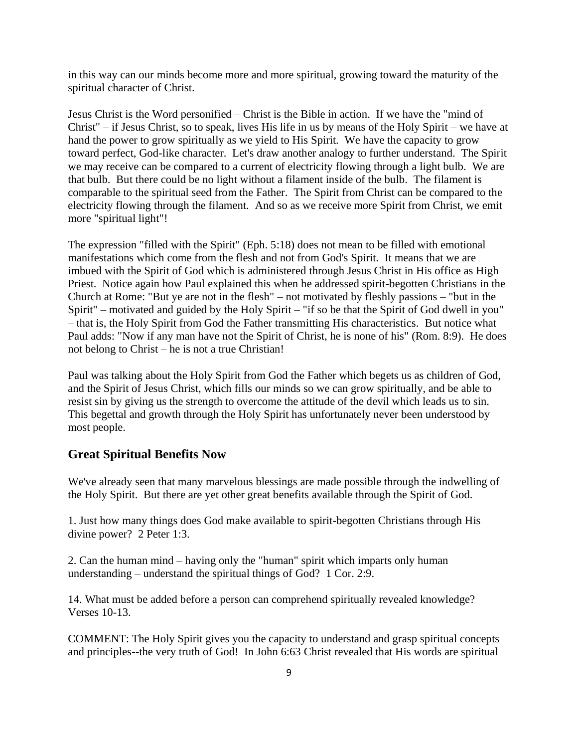in this way can our minds become more and more spiritual, growing toward the maturity of the spiritual character of Christ.

Jesus Christ is the Word personified – Christ is the Bible in action. If we have the "mind of Christ" – if Jesus Christ, so to speak, lives His life in us by means of the Holy Spirit – we have at hand the power to grow spiritually as we yield to His Spirit. We have the capacity to grow toward perfect, God-like character. Let's draw another analogy to further understand. The Spirit we may receive can be compared to a current of electricity flowing through a light bulb. We are that bulb. But there could be no light without a filament inside of the bulb. The filament is comparable to the spiritual seed from the Father. The Spirit from Christ can be compared to the electricity flowing through the filament. And so as we receive more Spirit from Christ, we emit more "spiritual light"!

The expression "filled with the Spirit" (Eph. 5:18) does not mean to be filled with emotional manifestations which come from the flesh and not from God's Spirit. It means that we are imbued with the Spirit of God which is administered through Jesus Christ in His office as High Priest. Notice again how Paul explained this when he addressed spirit-begotten Christians in the Church at Rome: "But ye are not in the flesh" – not motivated by fleshly passions – "but in the Spirit" – motivated and guided by the Holy Spirit – "if so be that the Spirit of God dwell in you" – that is, the Holy Spirit from God the Father transmitting His characteristics. But notice what Paul adds: "Now if any man have not the Spirit of Christ, he is none of his" (Rom. 8:9). He does not belong to Christ – he is not a true Christian!

Paul was talking about the Holy Spirit from God the Father which begets us as children of God, and the Spirit of Jesus Christ, which fills our minds so we can grow spiritually, and be able to resist sin by giving us the strength to overcome the attitude of the devil which leads us to sin. This begettal and growth through the Holy Spirit has unfortunately never been understood by most people.

## Great Spiritual Benefits Now

We've already seen that many marvelous blessings are made possible through the indwelling of the Holy Spirit. But there are yet other great benefits available through the Spirit of God.

1. Just how many things does God make available to spirit-begotten Christians through His divine power? 2 Peter 1:3.

2. Can the human mind – having only the "human" spirit which imparts only human understanding – understand the spiritual things of God? 1 Cor. 2:9.

14. What must be added before a person can comprehend spiritually revealed knowledge? Verses 10-13.

COMMENT: The Holy Spirit gives you the capacity to understand and grasp spiritual concepts and principles--the very truth of God! In John 6:63 Christ revealed that His words are spiritual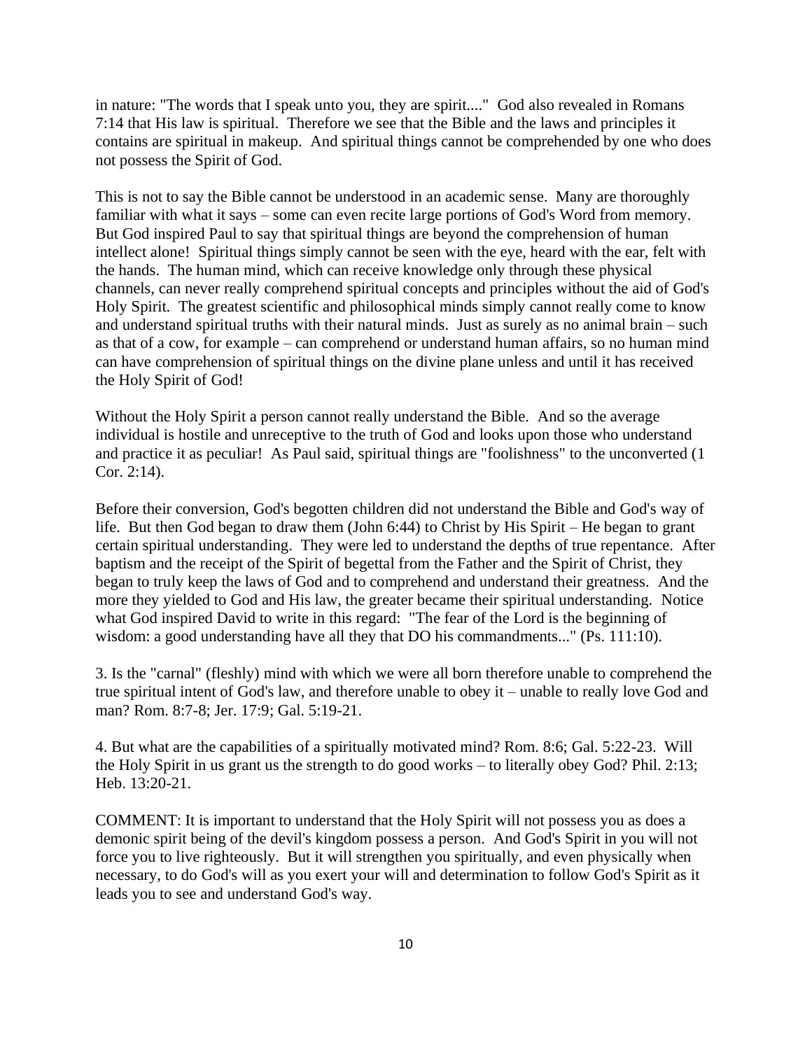in nature: "The words that I speak unto you, they are spirit...." God also revealed in Romans 7:14 that His law is spiritual. Therefore we see that the Bible and the laws and principles it contains are spiritual in makeup. And spiritual things cannot be comprehended by one who does not possess the Spirit of God.

This is not to say the Bible cannot be understood in an academic sense. Many are thoroughly familiar with what it says – some can even recite large portions of God's Word from memory. But God inspired Paul to say that spiritual things are beyond the comprehension of human intellect alone! Spiritual things simply cannot be seen with the eye, heard with the ear, felt with the hands. The human mind, which can receive knowledge only through these physical channels, can never really comprehend spiritual concepts and principles without the aid of God's Holy Spirit. The greatest scientific and philosophical minds simply cannot really come to know and understand spiritual truths with their natural minds. Just as surely as no animal brain – such as that of a cow, for example – can comprehend or understand human affairs, so no human mind can have comprehension of spiritual things on the divine plane unless and until it has received the Holy Spirit of God!

Without the Holy Spirit a person cannot really understand the Bible. And so the average individual is hostile and unreceptive to the truth of God and looks upon those who understand and practice it as peculiar! As Paul said, spiritual things are "foolishness" to the unconverted (1 Cor. 2:14).

Before their conversion, God's begotten children did not understand the Bible and God's way of life. But then God began to draw them (John 6:44) to Christ by His Spirit – He began to grant certain spiritual understanding. They were led to understand the depths of true repentance. After baptism and the receipt of the Spirit of begettal from the Father and the Spirit of Christ, they began to truly keep the laws of God and to comprehend and understand their greatness. And the more they yielded to God and His law, the greater became their spiritual understanding. Notice what God inspired David to write in this regard: "The fear of the Lord is the beginning of wisdom: a good understanding have all they that DO his commandments..." (Ps. 111:10).

3. Is the "carnal" (fleshly) mind with which we were all born therefore unable to comprehend the true spiritual intent of God's law, and therefore unable to obey it – unable to really love God and man? Rom. 8:7-8; Jer. 17:9; Gal. 5:19-21.

4. But what are the capabilities of a spiritually motivated mind? Rom. 8:6; Gal. 5:22-23. Will the Holy Spirit in us grant us the strength to do good works – to literally obey God? Phil. 2:13; Heb. 13:20-21.

COMMENT: It is important to understand that the Holy Spirit will not possess you as does a demonic spirit being of the devil's kingdom possess a person. And God's Spirit in you will not force you to live righteously. But it will strengthen you spiritually, and even physically when necessary, to do God's will as you exert your will and determination to follow God's Spirit as it leads you to see and understand God's way.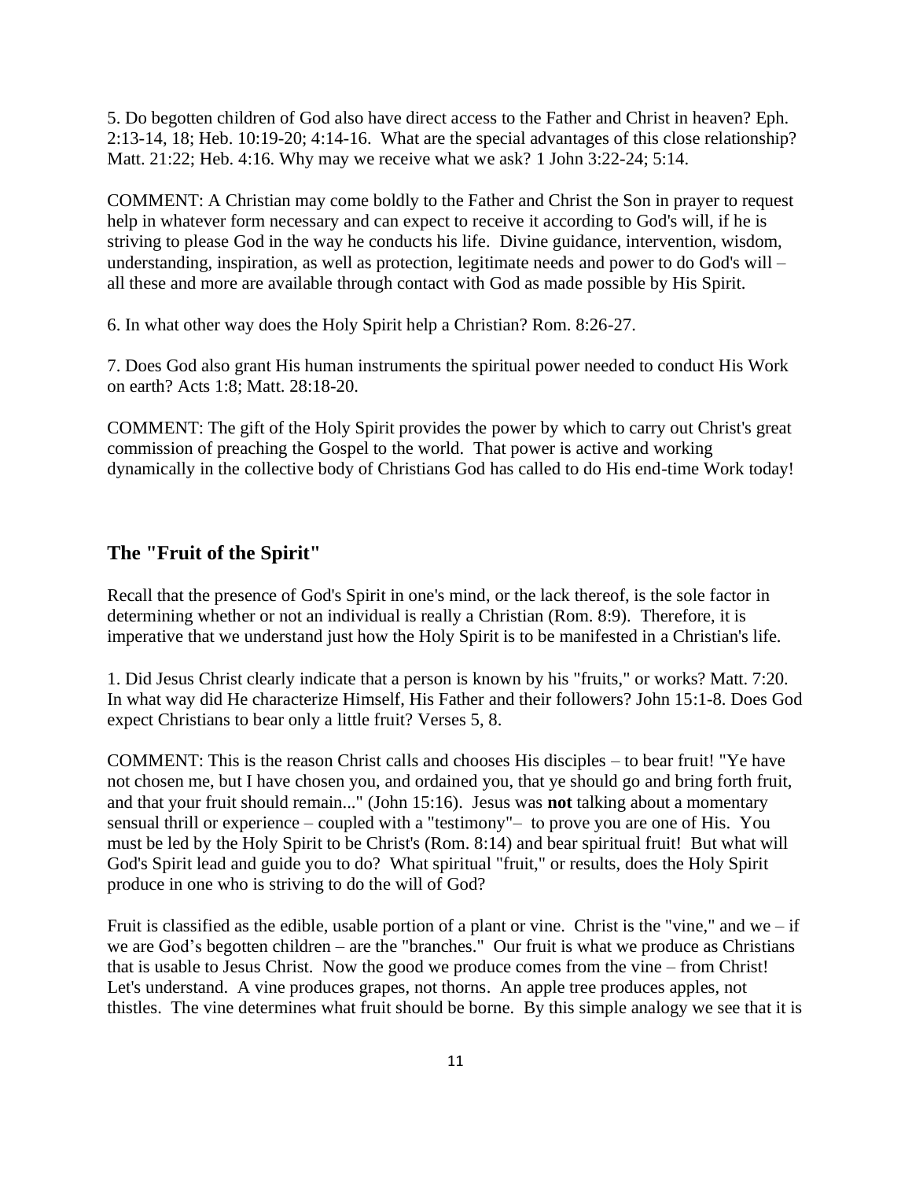5. Do begotten children of God also have direct access to the Father and Christ in heaven? Eph. 2:13-14, 18; Heb. 10:19-20; 4:14-16. What are the special advantages of this close relationship? Matt. 21:22; Heb. 4:16. Why may we receive what we ask? 1 John 3:22-24; 5:14.

COMMENT: A Christian may come boldly to the Father and Christ the Son in prayer to request help in whatever form necessary and can expect to receive it according to God's will, if he is striving to please God in the way he conducts his life. Divine guidance, intervention, wisdom, understanding, inspiration, as well as protection, legitimate needs and power to do God's will – all these and more are available through contact with God as made possible by His Spirit.

6. In what other way does the Holy Spirit help a Christian? Rom. 8:26-27.

7. Does God also grant His human instruments the spiritual power needed to conduct His Work on earth? Acts 1:8; Matt. 28:18-20.

COMMENT: The gift of the Holy Spirit provides the power by which to carry out Christ's great commission of preaching the Gospel to the world. That power is active and working dynamically in the collective body of Christians God has called to do His end-time Work today!

## The "Fruit of the Spirit"

Recall that the presence of God's Spirit in one's mind, or the lack thereof, is the sole factor in determining whether or not an individual is really a Christian (Rom. 8:9). Therefore, it is imperative that we understand just how the Holy Spirit is to be manifested in a Christian's life.

1. Did Jesus Christ clearly indicate that a person is known by his "fruits," or works? Matt. 7:20. In what way did He characterize Himself, His Father and their followers? John 15:1-8. Does God expect Christians to bear only a little fruit? Verses 5, 8.

COMMENT: This is the reason Christ calls and chooses His disciples – to bear fruit! "Ye have not chosen me, but I have chosen you, and ordained you, that ye should go and bring forth fruit, and that your fruit should remain..." (John 15:16). Jesus was **not** talking about a momentary sensual thrill or experience – coupled with a "testimony"– to prove you are one of His. You must be led by the Holy Spirit to be Christ's (Rom. 8:14) and bear spiritual fruit! But what will God's Spirit lead and guide you to do? What spiritual "fruit," or results, does the Holy Spirit produce in one who is striving to do the will of God?

Fruit is classified as the edible, usable portion of a plant or vine. Christ is the "vine," and we – if we are God's begotten children – are the "branches." Our fruit is what we produce as Christians that is usable to Jesus Christ. Now the good we produce comes from the vine – from Christ! Let's understand. A vine produces grapes, not thorns. An apple tree produces apples, not thistles. The vine determines what fruit should be borne. By this simple analogy we see that it is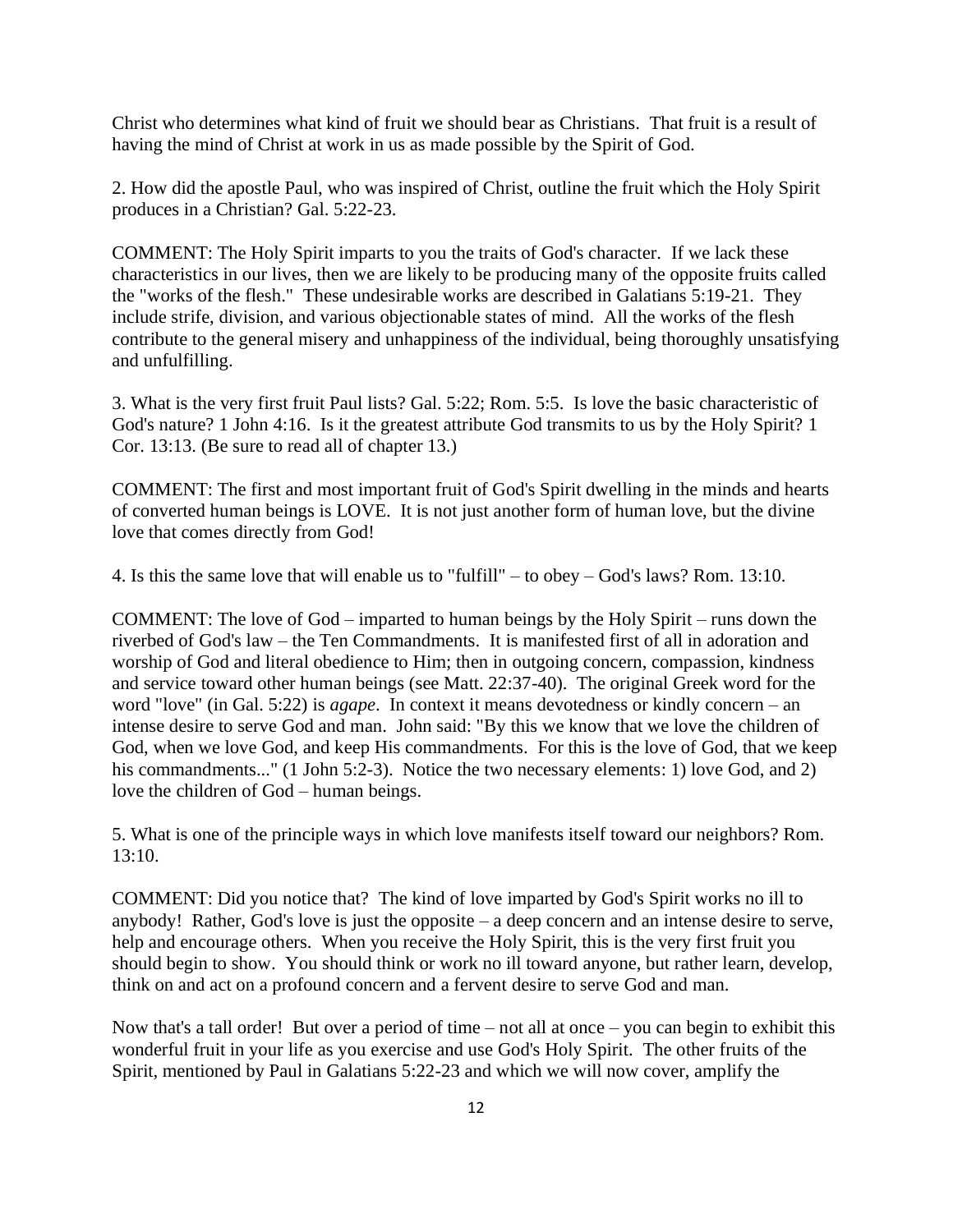Christ who determines what kind of fruit we should bear as Christians. That fruit is a result of having the mind of Christ at work in us as made possible by the Spirit of God.

2. How did the apostle Paul, who was inspired of Christ, outline the fruit which the Holy Spirit produces in a Christian? Gal. 5:22-23.

COMMENT: The Holy Spirit imparts to you the traits of God's character. If we lack these characteristics in our lives, then we are likely to be producing many of the opposite fruits called the "works of the flesh." These undesirable works are described in Galatians 5:19-21. They include strife, division, and various objectionable states of mind. All the works of the flesh contribute to the general misery and unhappiness of the individual, being thoroughly unsatisfying and unfulfilling.

3. What is the very first fruit Paul lists? Gal. 5:22; Rom. 5:5. Is love the basic characteristic of God's nature? 1 John 4:16. Is it the greatest attribute God transmits to us by the Holy Spirit? 1 Cor. 13:13. (Be sure to read all of chapter 13.)

COMMENT: The first and most important fruit of God's Spirit dwelling in the minds and hearts of converted human beings is LOVE. It is not just another form of human love, but the divine love that comes directly from God!

4. Is this the same love that will enable us to "fulfill" – to obey – God's laws? Rom. 13:10.

COMMENT: The love of God – imparted to human beings by the Holy Spirit – runs down the riverbed of God's law – the Ten Commandments. It is manifested first of all in adoration and worship of God and literal obedience to Him; then in outgoing concern, compassion, kindness and service toward other human beings (see Matt. 22:37-40). The original Greek word for the word "love" (in Gal. 5:22) is *agape*. In context it means devotedness or kindly concern – an intense desire to serve God and man. John said: "By this we know that we love the children of God, when we love God, and keep His commandments. For this is the love of God, that we keep his commandments..." (1 John 5:2-3). Notice the two necessary elements: 1) love God, and 2) love the children of God – human beings.

5. What is one of the principle ways in which love manifests itself toward our neighbors? Rom. 13:10.

COMMENT: Did you notice that? The kind of love imparted by God's Spirit works no ill to anybody! Rather, God's love is just the opposite – a deep concern and an intense desire to serve, help and encourage others. When you receive the Holy Spirit, this is the very first fruit you should begin to show. You should think or work no ill toward anyone, but rather learn, develop, think on and act on a profound concern and a fervent desire to serve God and man.

Now that's a tall order! But over a period of time – not all at once – you can begin to exhibit this wonderful fruit in your life as you exercise and use God's Holy Spirit. The other fruits of the Spirit, mentioned by Paul in Galatians 5:22-23 and which we will now cover, amplify the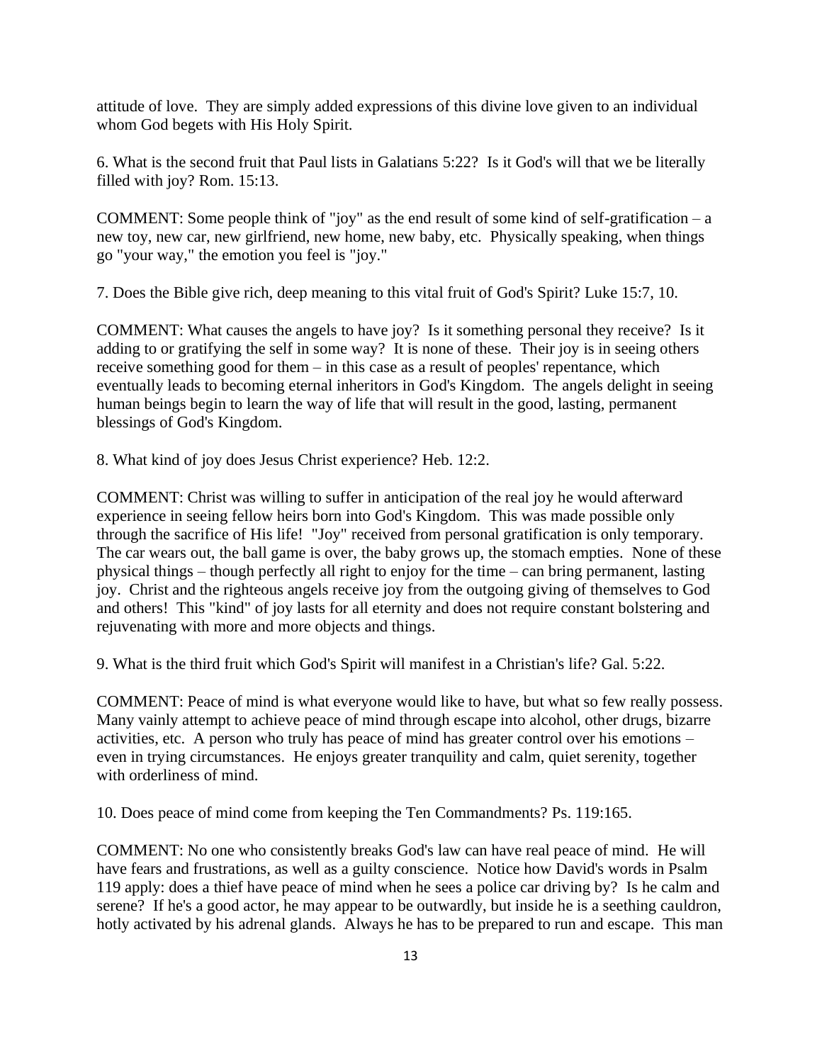attitude of love. They are simply added expressions of this divine love given to an individual whom God begets with His Holy Spirit.

6. What is the second fruit that Paul lists in Galatians 5:22? Is it God's will that we be literally filled with joy? Rom. 15:13.

COMMENT: Some people think of "joy" as the end result of some kind of self-gratification – a new toy, new car, new girlfriend, new home, new baby, etc. Physically speaking, when things go "your way," the emotion you feel is "joy."

7. Does the Bible give rich, deep meaning to this vital fruit of God's Spirit? Luke 15:7, 10.

COMMENT: What causes the angels to have joy? Is it something personal they receive? Is it adding to or gratifying the self in some way? It is none of these. Their joy is in seeing others receive something good for them – in this case as a result of peoples' repentance, which eventually leads to becoming eternal inheritors in God's Kingdom. The angels delight in seeing human beings begin to learn the way of life that will result in the good, lasting, permanent blessings of God's Kingdom.

8. What kind of joy does Jesus Christ experience? Heb. 12:2.

COMMENT: Christ was willing to suffer in anticipation of the real joy he would afterward experience in seeing fellow heirs born into God's Kingdom. This was made possible only through the sacrifice of His life! "Joy" received from personal gratification is only temporary. The car wears out, the ball game is over, the baby grows up, the stomach empties. None of these physical things – though perfectly all right to enjoy for the time – can bring permanent, lasting joy. Christ and the righteous angels receive joy from the outgoing giving of themselves to God and others! This "kind" of joy lasts for all eternity and does not require constant bolstering and rejuvenating with more and more objects and things.

9. What is the third fruit which God's Spirit will manifest in a Christian's life? Gal. 5:22.

COMMENT: Peace of mind is what everyone would like to have, but what so few really possess. Many vainly attempt to achieve peace of mind through escape into alcohol, other drugs, bizarre activities, etc. A person who truly has peace of mind has greater control over his emotions – even in trying circumstances. He enjoys greater tranquility and calm, quiet serenity, together with orderliness of mind.

10. Does peace of mind come from keeping the Ten Commandments? Ps. 119:165.

COMMENT: No one who consistently breaks God's law can have real peace of mind. He will have fears and frustrations, as well as a guilty conscience. Notice how David's words in Psalm 119 apply: does a thief have peace of mind when he sees a police car driving by? Is he calm and serene? If he's a good actor, he may appear to be outwardly, but inside he is a seething cauldron, hotly activated by his adrenal glands. Always he has to be prepared to run and escape. This man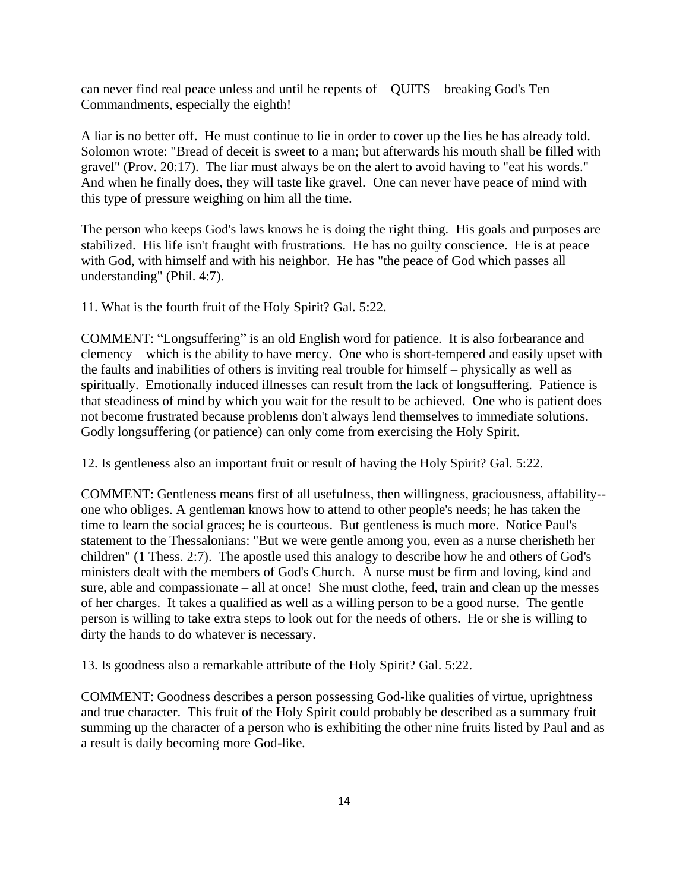can never find real peace unless and until he repents of – QUITS – breaking God's Ten Commandments, especially the eighth!

A liar is no better off. He must continue to lie in order to cover up the lies he has already told. Solomon wrote: "Bread of deceit is sweet to a man; but afterwards his mouth shall be filled with gravel" (Prov. 20:17). The liar must always be on the alert to avoid having to "eat his words." And when he finally does, they will taste like gravel. One can never have peace of mind with this type of pressure weighing on him all the time.

The person who keeps God's laws knows he is doing the right thing. His goals and purposes are stabilized. His life isn't fraught with frustrations. He has no guilty conscience. He is at peace with God, with himself and with his neighbor. He has "the peace of God which passes all understanding" (Phil. 4:7).

11. What is the fourth fruit of the Holy Spirit? Gal. 5:22.

COMMENT: "Longsuffering" is an old English word for patience. It is also forbearance and clemency – which is the ability to have mercy. One who is short-tempered and easily upset with the faults and inabilities of others is inviting real trouble for himself – physically as well as spiritually. Emotionally induced illnesses can result from the lack of longsuffering. Patience is that steadiness of mind by which you wait for the result to be achieved. One who is patient does not become frustrated because problems don't always lend themselves to immediate solutions. Godly longsuffering (or patience) can only come from exercising the Holy Spirit.

12. Is gentleness also an important fruit or result of having the Holy Spirit? Gal. 5:22.

COMMENT: Gentleness means first of all usefulness, then willingness, graciousness, affability--one who obliges. A gentleman knows how to attend to other people's needs; he has taken the time to learn the social graces; he is courteous. But gentleness is much more. Notice Paul's statement to the Thessalonians: "But we were gentle among you, even as a nurse cherisheth her children" (1 Thess. 2:7). The apostle used this analogy to describe how he and others of God's ministers dealt with the members of God's Church. A nurse must be firm and loving, kind and sure, able and compassionate – all at once! She must clothe, feed, train and clean up the messes of her charges. It takes a qualified as well as a willing person to be a good nurse. The gentle person is willing to take extra steps to look out for the needs of others. He or she is willing to dirty the hands to do whatever is necessary.

13. Is goodness also a remarkable attribute of the Holy Spirit? Gal. 5:22.

COMMENT: Goodness describes a person possessing God-like qualities of virtue, uprightness and true character. This fruit of the Holy Spirit could probably be described as a summary fruit – summing up the character of a person who is exhibiting the other nine fruits listed by Paul and as a result is daily becoming more God-like.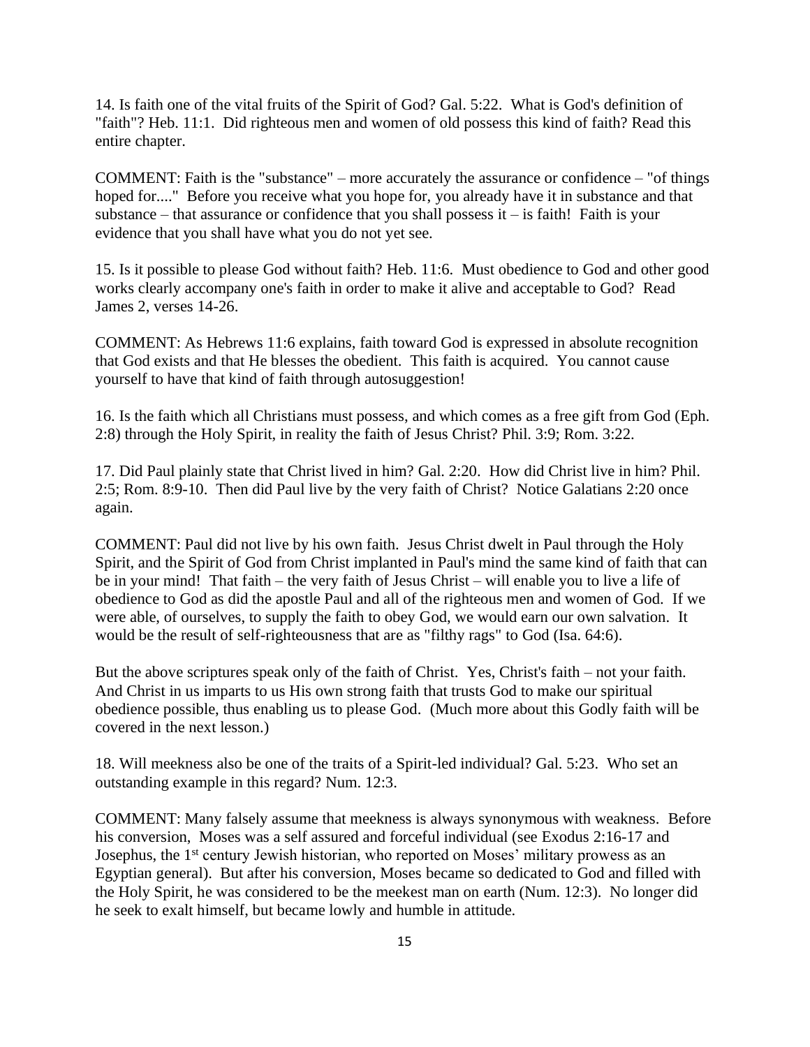14. Is faith one of the vital fruits of the Spirit of God? Gal. 5:22. What is God's definition of "faith"? Heb. 11:1. Did righteous men and women of old possess this kind of faith? Read this entire chapter.

COMMENT: Faith is the "substance" – more accurately the assurance or confidence – "of things hoped for...." Before you receive what you hope for, you already have it in substance and that substance – that assurance or confidence that you shall possess it – is faith! Faith is your evidence that you shall have what you do not yet see.

15. Is it possible to please God without faith? Heb. 11:6. Must obedience to God and other good works clearly accompany one's faith in order to make it alive and acceptable to God? Read James 2, verses 14-26.

COMMENT: As Hebrews 11:6 explains, faith toward God is expressed in absolute recognition that God exists and that He blesses the obedient. This faith is acquired. You cannot cause yourself to have that kind of faith through autosuggestion!

16. Is the faith which all Christians must possess, and which comes as a free gift from God (Eph. 2:8) through the Holy Spirit, in reality the faith of Jesus Christ? Phil. 3:9; Rom. 3:22.

17. Did Paul plainly state that Christ lived in him? Gal. 2:20. How did Christ live in him? Phil. 2:5; Rom. 8:9-10. Then did Paul live by the very faith of Christ? Notice Galatians 2:20 once again.

COMMENT: Paul did not live by his own faith. Jesus Christ dwelt in Paul through the Holy Spirit, and the Spirit of God from Christ implanted in Paul's mind the same kind of faith that can be in your mind! That faith – the very faith of Jesus Christ – will enable you to live a life of obedience to God as did the apostle Paul and all of the righteous men and women of God. If we were able, of ourselves, to supply the faith to obey God, we would earn our own salvation. It would be the result of self-righteousness that are as "filthy rags" to God (Isa. 64:6).

But the above scriptures speak only of the faith of Christ. Yes, Christ's faith – not your faith. And Christ in us imparts to us His own strong faith that trusts God to make our spiritual obedience possible, thus enabling us to please God. (Much more about this Godly faith will be covered in the next lesson.)

18. Will meekness also be one of the traits of a Spirit-led individual? Gal. 5:23. Who set an outstanding example in this regard? Num. 12:3.

COMMENT: Many falsely assume that meekness is always synonymous with weakness. Before his conversion, Moses was a self assured and forceful individual (see Exodus 2:16-17 and Josephus, the 1st century Jewish historian, who reported on Moses' military prowess as an Egyptian general). But after his conversion, Moses became so dedicated to God and filled with the Holy Spirit, he was considered to be the meekest man on earth (Num. 12:3). No longer did he seek to exalt himself, but became lowly and humble in attitude.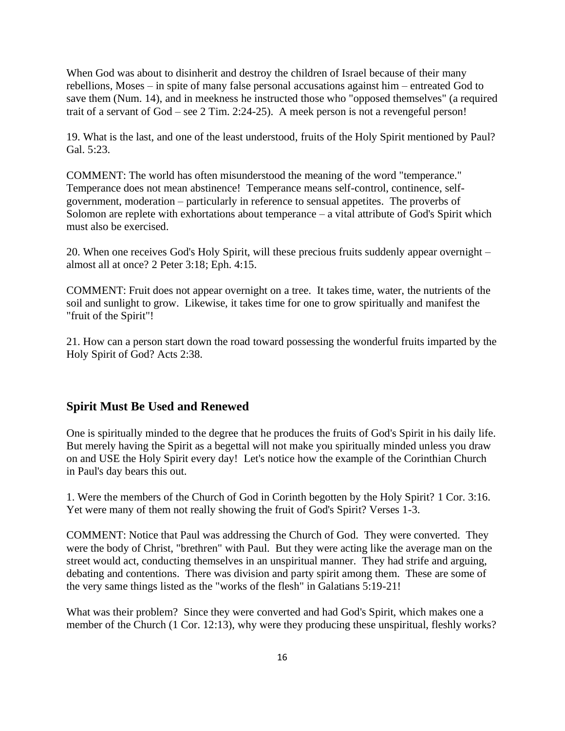When God was about to disinherit and destroy the children of Israel because of their many rebellions, Moses – in spite of many false personal accusations against him – entreated God to save them (Num. 14), and in meekness he instructed those who "opposed themselves" (a required trait of a servant of God – see 2 Tim. 2:24-25). A meek person is not a revengeful person!

19. What is the last, and one of the least understood, fruits of the Holy Spirit mentioned by Paul? Gal. 5:23.

COMMENT: The world has often misunderstood the meaning of the word "temperance." Temperance does not mean abstinence! Temperance means self-control, continence, self-government, moderation – particularly in reference to sensual appetites. The proverbs of Solomon are replete with exhortations about temperance – a vital attribute of God's Spirit which must also be exercised.

20. When one receives God's Holy Spirit, will these precious fruits suddenly appear overnight – almost all at once? 2 Peter 3:18; Eph. 4:15.

COMMENT: Fruit does not appear overnight on a tree. It takes time, water, the nutrients of the soil and sunlight to grow. Likewise, it takes time for one to grow spiritually and manifest the "fruit of the Spirit"!

21. How can a person start down the road toward possessing the wonderful fruits imparted by the Holy Spirit of God? Acts 2:38.

## Spirit Must Be Used and Renewed

One is spiritually minded to the degree that he produces the fruits of God's Spirit in his daily life. But merely having the Spirit as a begettal will not make you spiritually minded unless you draw on and USE the Holy Spirit every day! Let's notice how the example of the Corinthian Church in Paul's day bears this out.

1. Were the members of the Church of God in Corinth begotten by the Holy Spirit? 1 Cor. 3:16. Yet were many of them not really showing the fruit of God's Spirit? Verses 1-3.

COMMENT: Notice that Paul was addressing the Church of God. They were converted. They were the body of Christ, "brethren" with Paul. But they were acting like the average man on the street would act, conducting themselves in an unspiritual manner. They had strife and arguing, debating and contentions. There was division and party spirit among them. These are some of the very same things listed as the "works of the flesh" in Galatians 5:19-21!

What was their problem? Since they were converted and had God's Spirit, which makes one a member of the Church (1 Cor. 12:13), why were they producing these unspiritual, fleshly works?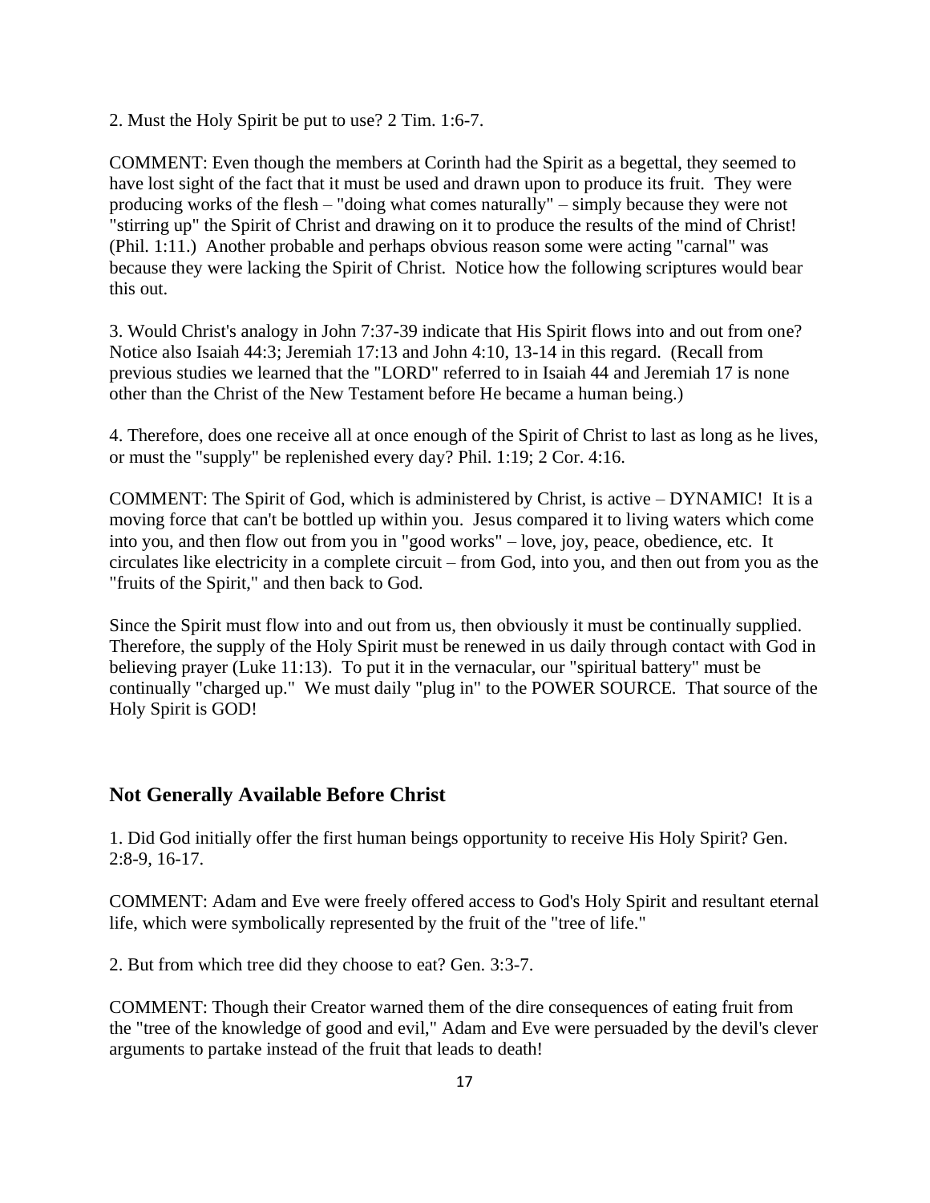2. Must the Holy Spirit be put to use? 2 Tim. 1:6-7.

COMMENT: Even though the members at Corinth had the Spirit as a begettal, they seemed to have lost sight of the fact that it must be used and drawn upon to produce its fruit. They were producing works of the flesh – "doing what comes naturally" – simply because they were not "stirring up" the Spirit of Christ and drawing on it to produce the results of the mind of Christ! (Phil. 1:11.) Another probable and perhaps obvious reason some were acting "carnal" was because they were lacking the Spirit of Christ. Notice how the following scriptures would bear this out.

3. Would Christ's analogy in John 7:37-39 indicate that His Spirit flows into and out from one? Notice also Isaiah 44:3; Jeremiah 17:13 and John 4:10, 13-14 in this regard. (Recall from previous studies we learned that the "LORD" referred to in Isaiah 44 and Jeremiah 17 is none other than the Christ of the New Testament before He became a human being.)

4. Therefore, does one receive all at once enough of the Spirit of Christ to last as long as he lives, or must the "supply" be replenished every day? Phil. 1:19; 2 Cor. 4:16.

COMMENT: The Spirit of God, which is administered by Christ, is active – DYNAMIC! It is a moving force that can't be bottled up within you. Jesus compared it to living waters which come into you, and then flow out from you in "good works" – love, joy, peace, obedience, etc. It circulates like electricity in a complete circuit – from God, into you, and then out from you as the "fruits of the Spirit," and then back to God.

Since the Spirit must flow into and out from us, then obviously it must be continually supplied. Therefore, the supply of the Holy Spirit must be renewed in us daily through contact with God in believing prayer (Luke 11:13). To put it in the vernacular, our "spiritual battery" must be continually "charged up." We must daily "plug in" to the POWER SOURCE. That source of the Holy Spirit is GOD!

## Not Generally Available Before Christ

1. Did God initially offer the first human beings opportunity to receive His Holy Spirit? Gen. 2:8-9, 16-17.

COMMENT: Adam and Eve were freely offered access to God's Holy Spirit and resultant eternal life, which were symbolically represented by the fruit of the "tree of life."

2. But from which tree did they choose to eat? Gen. 3:3-7.

COMMENT: Though their Creator warned them of the dire consequences of eating fruit from the "tree of the knowledge of good and evil," Adam and Eve were persuaded by the devil's clever arguments to partake instead of the fruit that leads to death!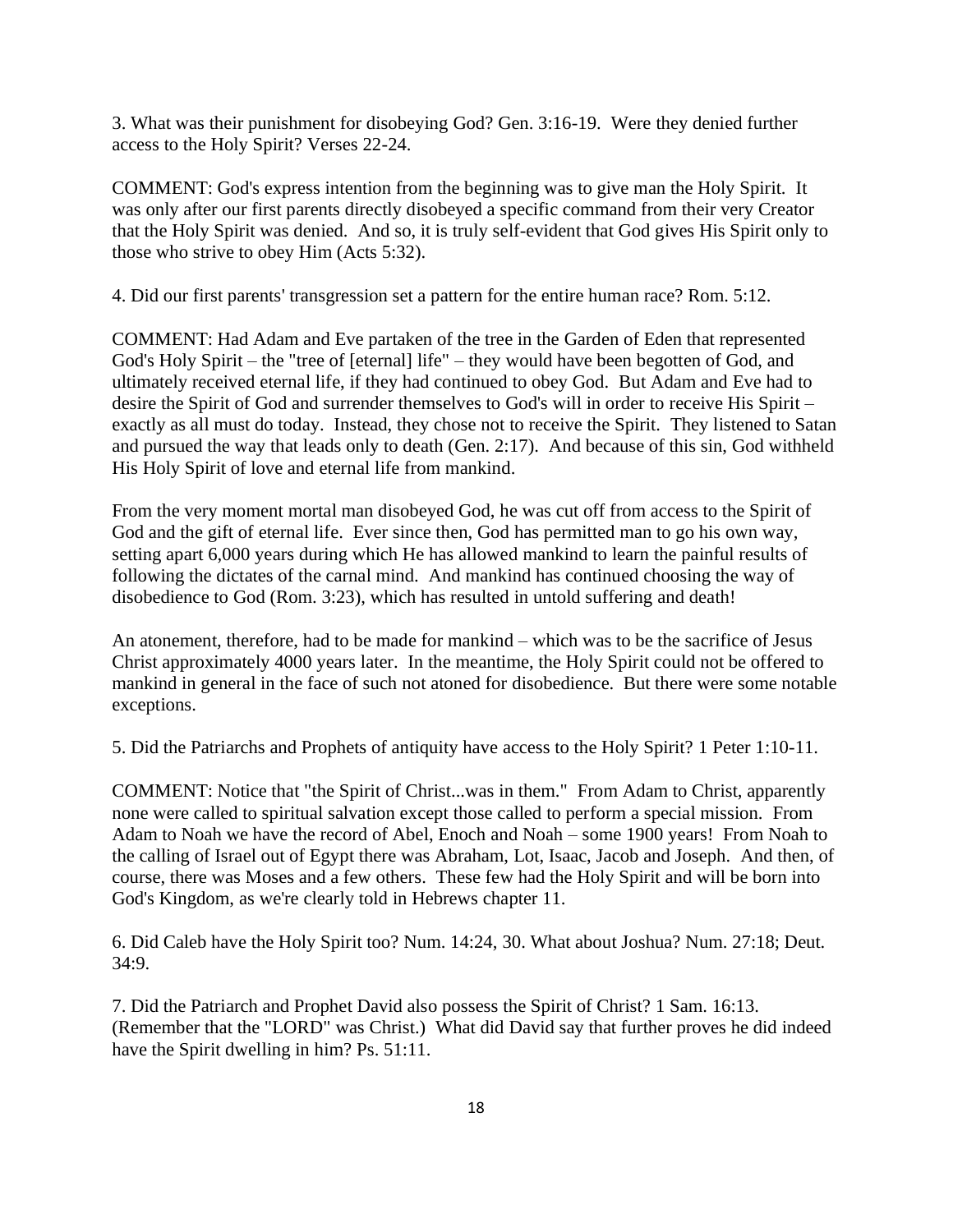3. What was their punishment for disobeying God? Gen. 3:16-19. Were they denied further access to the Holy Spirit? Verses 22-24.

COMMENT: God's express intention from the beginning was to give man the Holy Spirit. It was only after our first parents directly disobeyed a specific command from their very Creator that the Holy Spirit was denied. And so, it is truly self-evident that God gives His Spirit only to those who strive to obey Him (Acts 5:32).

4. Did our first parents' transgression set a pattern for the entire human race? Rom. 5:12.

COMMENT: Had Adam and Eve partaken of the tree in the Garden of Eden that represented God's Holy Spirit – the "tree of [eternal] life" – they would have been begotten of God, and ultimately received eternal life, if they had continued to obey God. But Adam and Eve had to desire the Spirit of God and surrender themselves to God's will in order to receive His Spirit – exactly as all must do today. Instead, they chose not to receive the Spirit. They listened to Satan and pursued the way that leads only to death (Gen. 2:17). And because of this sin, God withheld His Holy Spirit of love and eternal life from mankind.

From the very moment mortal man disobeyed God, he was cut off from access to the Spirit of God and the gift of eternal life. Ever since then, God has permitted man to go his own way, setting apart 6,000 years during which He has allowed mankind to learn the painful results of following the dictates of the carnal mind. And mankind has continued choosing the way of disobedience to God (Rom. 3:23), which has resulted in untold suffering and death!

An atonement, therefore, had to be made for mankind – which was to be the sacrifice of Jesus Christ approximately 4000 years later. In the meantime, the Holy Spirit could not be offered to mankind in general in the face of such not atoned for disobedience. But there were some notable exceptions.

5. Did the Patriarchs and Prophets of antiquity have access to the Holy Spirit? 1 Peter 1:10-11.

COMMENT: Notice that "the Spirit of Christ...was in them." From Adam to Christ, apparently none were called to spiritual salvation except those called to perform a special mission. From Adam to Noah we have the record of Abel, Enoch and Noah – some 1900 years! From Noah to the calling of Israel out of Egypt there was Abraham, Lot, Isaac, Jacob and Joseph. And then, of course, there was Moses and a few others. These few had the Holy Spirit and will be born into God's Kingdom, as we're clearly told in Hebrews chapter 11.

6. Did Caleb have the Holy Spirit too? Num. 14:24, 30. What about Joshua? Num. 27:18; Deut. 34:9.

7. Did the Patriarch and Prophet David also possess the Spirit of Christ? 1 Sam. 16:13. (Remember that the "LORD" was Christ.) What did David say that further proves he did indeed have the Spirit dwelling in him? Ps. 51:11.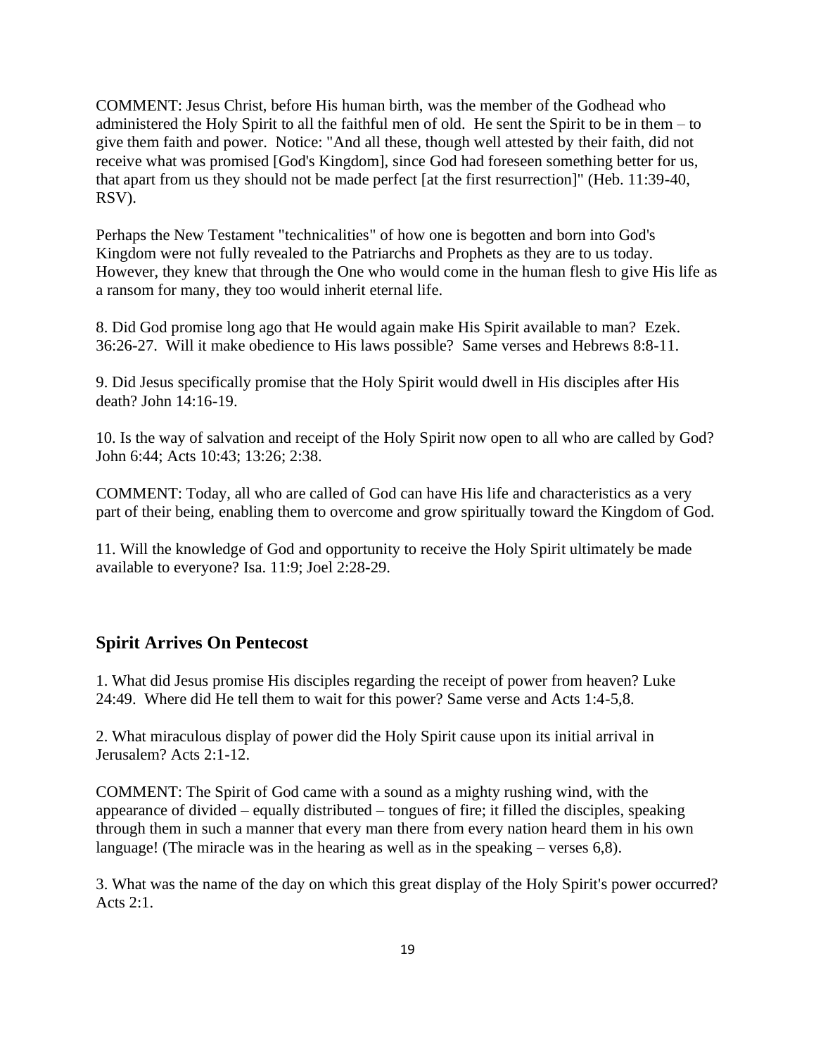COMMENT: Jesus Christ, before His human birth, was the member of the Godhead who administered the Holy Spirit to all the faithful men of old. He sent the Spirit to be in them – to give them faith and power. Notice: "And all these, though well attested by their faith, did not receive what was promised [God's Kingdom], since God had foreseen something better for us, that apart from us they should not be made perfect [at the first resurrection]" (Heb. 11:39-40, RSV).

Perhaps the New Testament "technicalities" of how one is begotten and born into God's Kingdom were not fully revealed to the Patriarchs and Prophets as they are to us today. However, they knew that through the One who would come in the human flesh to give His life as a ransom for many, they too would inherit eternal life.

8. Did God promise long ago that He would again make His Spirit available to man? Ezek. 36:26-27. Will it make obedience to His laws possible? Same verses and Hebrews 8:8-11.

9. Did Jesus specifically promise that the Holy Spirit would dwell in His disciples after His death? John 14:16-19.

10. Is the way of salvation and receipt of the Holy Spirit now open to all who are called by God? John 6:44; Acts 10:43; 13:26; 2:38.

COMMENT: Today, all who are called of God can have His life and characteristics as a very part of their being, enabling them to overcome and grow spiritually toward the Kingdom of God.

11. Will the knowledge of God and opportunity to receive the Holy Spirit ultimately be made available to everyone? Isa. 11:9; Joel 2:28-29.

## Spirit Arrives On Pentecost

1. What did Jesus promise His disciples regarding the receipt of power from heaven? Luke 24:49. Where did He tell them to wait for this power? Same verse and Acts 1:4-5,8.

2. What miraculous display of power did the Holy Spirit cause upon its initial arrival in Jerusalem? Acts 2:1-12.

COMMENT: The Spirit of God came with a sound as a mighty rushing wind, with the appearance of divided – equally distributed – tongues of fire; it filled the disciples, speaking through them in such a manner that every man there from every nation heard them in his own language! (The miracle was in the hearing as well as in the speaking – verses 6,8).

3. What was the name of the day on which this great display of the Holy Spirit's power occurred? Acts 2:1.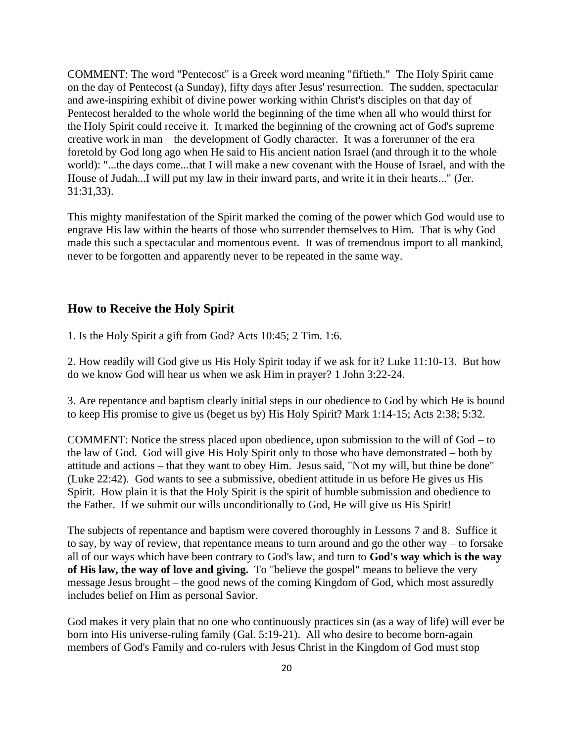COMMENT: The word "Pentecost" is a Greek word meaning "fiftieth." The Holy Spirit came on the day of Pentecost (a Sunday), fifty days after Jesus' resurrection. The sudden, spectacular and awe-inspiring exhibit of divine power working within Christ's disciples on that day of Pentecost heralded to the whole world the beginning of the time when all who would thirst for the Holy Spirit could receive it. It marked the beginning of the crowning act of God's supreme creative work in man – the development of Godly character. It was a forerunner of the era foretold by God long ago when He said to His ancient nation Israel (and through it to the whole world): "...the days come...that I will make a new covenant with the House of Israel, and with the House of Judah...I will put my law in their inward parts, and write it in their hearts..." (Jer. 31:31,33).

This mighty manifestation of the Spirit marked the coming of the power which God would use to engrave His law within the hearts of those who surrender themselves to Him. That is why God made this such a spectacular and momentous event. It was of tremendous import to all mankind, never to be forgotten and apparently never to be repeated in the same way.

## How to Receive the Holy Spirit

1. Is the Holy Spirit a gift from God? Acts 10:45; 2 Tim. 1:6.

2. How readily will God give us His Holy Spirit today if we ask for it? Luke 11:10-13. But how do we know God will hear us when we ask Him in prayer? 1 John 3:22-24.

3. Are repentance and baptism clearly initial steps in our obedience to God by which He is bound to keep His promise to give us (beget us by) His Holy Spirit? Mark 1:14-15; Acts 2:38; 5:32.

COMMENT: Notice the stress placed upon obedience, upon submission to the will of God – to the law of God. God will give His Holy Spirit only to those who have demonstrated – both by attitude and actions – that they want to obey Him. Jesus said, "Not my will, but thine be done" (Luke 22:42). God wants to see a submissive, obedient attitude in us before He gives us His Spirit. How plain it is that the Holy Spirit is the spirit of humble submission and obedience to the Father. If we submit our wills unconditionally to God, He will give us His Spirit!

The subjects of repentance and baptism were covered thoroughly in Lessons 7 and 8. Suffice it to say, by way of review, that repentance means to turn around and go the other way – to forsake all of our ways which have been contrary to God's law, and turn to **God's way which is the way of His law, the way of love and giving.** To "believe the gospel" means to believe the very message Jesus brought – the good news of the coming Kingdom of God, which most assuredly includes belief on Him as personal Savior.

God makes it very plain that no one who continuously practices sin (as a way of life) will ever be born into His universe-ruling family (Gal. 5:19-21). All who desire to become born-again members of God's Family and co-rulers with Jesus Christ in the Kingdom of God must stop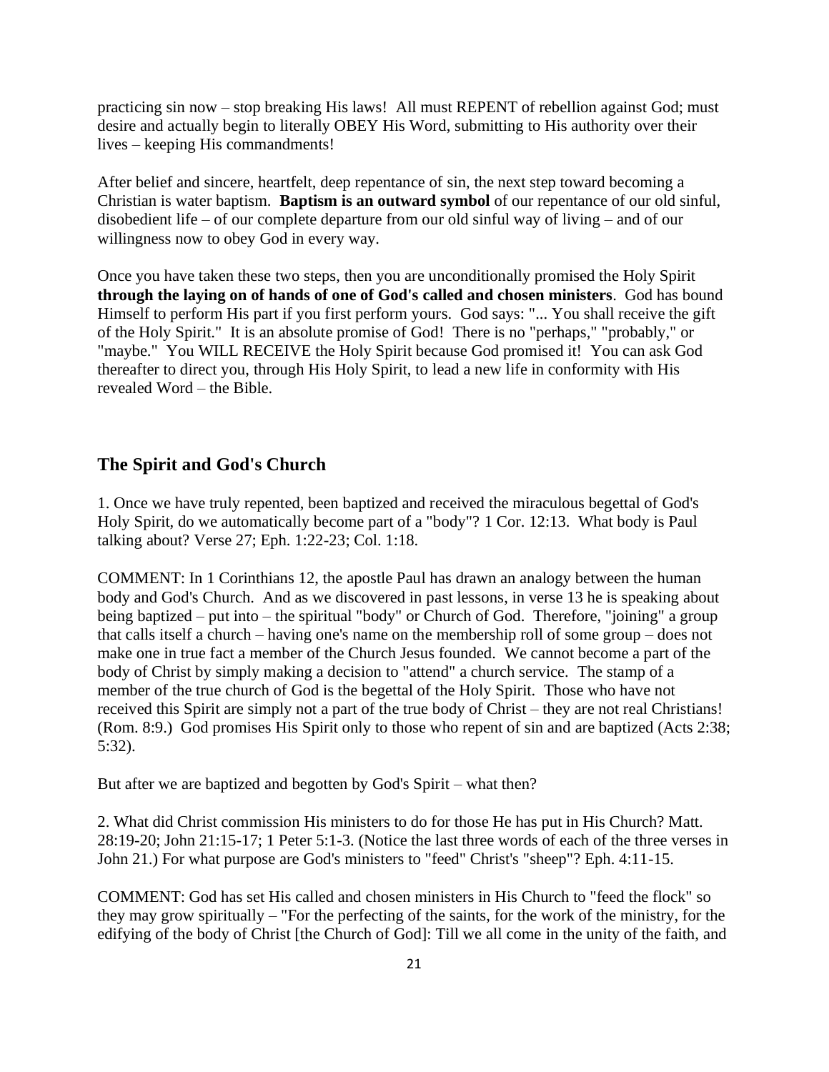practicing sin now – stop breaking His laws! All must REPENT of rebellion against God; must desire and actually begin to literally OBEY His Word, submitting to His authority over their lives – keeping His commandments!

After belief and sincere, heartfelt, deep repentance of sin, the next step toward becoming a Christian is water baptism. **Baptism is an outward symbol** of our repentance of our old sinful, disobedient life – of our complete departure from our old sinful way of living – and of our willingness now to obey God in every way.

Once you have taken these two steps, then you are unconditionally promised the Holy Spirit **through the laying on of hands of one of God's called and chosen ministers**. God has bound Himself to perform His part if you first perform yours. God says: "... You shall receive the gift of the Holy Spirit." It is an absolute promise of God! There is no "perhaps," "probably," or "maybe." You WILL RECEIVE the Holy Spirit because God promised it! You can ask God thereafter to direct you, through His Holy Spirit, to lead a new life in conformity with His revealed Word – the Bible.

## The Spirit and God's Church

1. Once we have truly repented, been baptized and received the miraculous begettal of God's Holy Spirit, do we automatically become part of a "body"? 1 Cor. 12:13. What body is Paul talking about? Verse 27; Eph. 1:22-23; Col. 1:18.

COMMENT: In 1 Corinthians 12, the apostle Paul has drawn an analogy between the human body and God's Church. And as we discovered in past lessons, in verse 13 he is speaking about being baptized – put into – the spiritual "body" or Church of God. Therefore, "joining" a group that calls itself a church – having one's name on the membership roll of some group – does not make one in true fact a member of the Church Jesus founded. We cannot become a part of the body of Christ by simply making a decision to "attend" a church service. The stamp of a member of the true church of God is the begettal of the Holy Spirit. Those who have not received this Spirit are simply not a part of the true body of Christ – they are not real Christians! (Rom. 8:9.) God promises His Spirit only to those who repent of sin and are baptized (Acts 2:38; 5:32).

But after we are baptized and begotten by God's Spirit – what then?

2. What did Christ commission His ministers to do for those He has put in His Church? Matt. 28:19-20; John 21:15-17; 1 Peter 5:1-3. (Notice the last three words of each of the three verses in John 21.) For what purpose are God's ministers to "feed" Christ's "sheep"? Eph. 4:11-15.

COMMENT: God has set His called and chosen ministers in His Church to "feed the flock" so they may grow spiritually – "For the perfecting of the saints, for the work of the ministry, for the edifying of the body of Christ [the Church of God]: Till we all come in the unity of the faith, and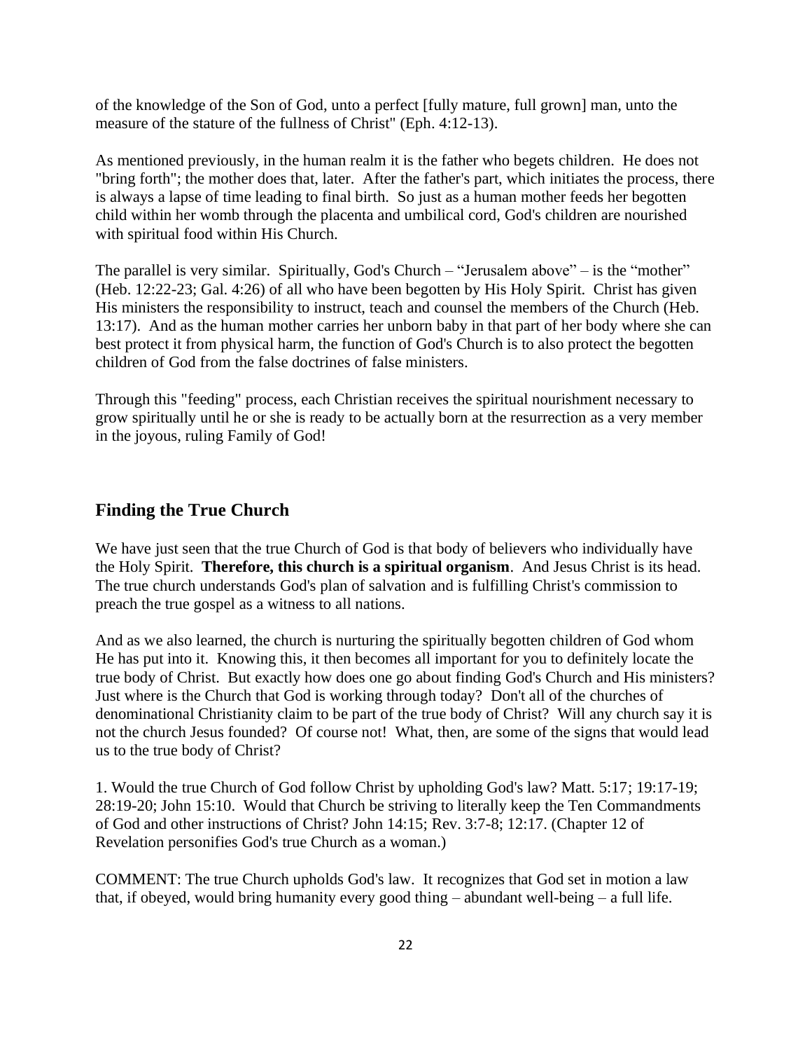of the knowledge of the Son of God, unto a perfect [fully mature, full grown] man, unto the measure of the stature of the fullness of Christ" (Eph. 4:12-13).

As mentioned previously, in the human realm it is the father who begets children. He does not "bring forth"; the mother does that, later. After the father's part, which initiates the process, there is always a lapse of time leading to final birth. So just as a human mother feeds her begotten child within her womb through the placenta and umbilical cord, God's children are nourished with spiritual food within His Church.

The parallel is very similar. Spiritually, God's Church – "Jerusalem above" – is the "mother" (Heb. 12:22-23; Gal. 4:26) of all who have been begotten by His Holy Spirit. Christ has given His ministers the responsibility to instruct, teach and counsel the members of the Church (Heb. 13:17). And as the human mother carries her unborn baby in that part of her body where she can best protect it from physical harm, the function of God's Church is to also protect the begotten children of God from the false doctrines of false ministers.

Through this "feeding" process, each Christian receives the spiritual nourishment necessary to grow spiritually until he or she is ready to be actually born at the resurrection as a very member in the joyous, ruling Family of God!

## Finding the True Church

We have just seen that the true Church of God is that body of believers who individually have the Holy Spirit. **Therefore, this church is a spiritual organism**. And Jesus Christ is its head. The true church understands God's plan of salvation and is fulfilling Christ's commission to preach the true gospel as a witness to all nations.

And as we also learned, the church is nurturing the spiritually begotten children of God whom He has put into it. Knowing this, it then becomes all important for you to definitely locate the true body of Christ. But exactly how does one go about finding God's Church and His ministers? Just where is the Church that God is working through today? Don't all of the churches of denominational Christianity claim to be part of the true body of Christ? Will any church say it is not the church Jesus founded? Of course not! What, then, are some of the signs that would lead us to the true body of Christ?

1. Would the true Church of God follow Christ by upholding God's law? Matt. 5:17; 19:17-19; 28:19-20; John 15:10. Would that Church be striving to literally keep the Ten Commandments of God and other instructions of Christ? John 14:15; Rev. 3:7-8; 12:17. (Chapter 12 of Revelation personifies God's true Church as a woman.)

COMMENT: The true Church upholds God's law. It recognizes that God set in motion a law that, if obeyed, would bring humanity every good thing – abundant well-being – a full life.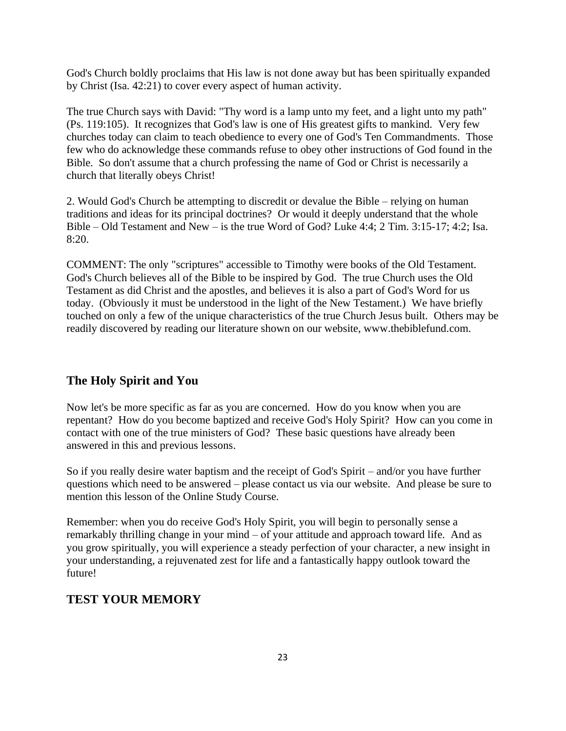God's Church boldly proclaims that His law is not done away but has been spiritually expanded by Christ (Isa. 42:21) to cover every aspect of human activity.

The true Church says with David: "Thy word is a lamp unto my feet, and a light unto my path" (Ps. 119:105). It recognizes that God's law is one of His greatest gifts to mankind. Very few churches today can claim to teach obedience to every one of God's Ten Commandments. Those few who do acknowledge these commands refuse to obey other instructions of God found in the Bible. So don't assume that a church professing the name of God or Christ is necessarily a church that literally obeys Christ!

2. Would God's Church be attempting to discredit or devalue the Bible – relying on human traditions and ideas for its principal doctrines? Or would it deeply understand that the whole Bible – Old Testament and New – is the true Word of God? Luke 4:4; 2 Tim. 3:15-17; 4:2; Isa. 8:20.

COMMENT: The only "scriptures" accessible to Timothy were books of the Old Testament. God's Church believes all of the Bible to be inspired by God. The true Church uses the Old Testament as did Christ and the apostles, and believes it is also a part of God's Word for us today. (Obviously it must be understood in the light of the New Testament.) We have briefly touched on only a few of the unique characteristics of the true Church Jesus built. Others may be readily discovered by reading our literature shown on our website, www.thebiblefund.com.

## The Holy Spirit and You

Now let's be more specific as far as you are concerned. How do you know when you are repentant? How do you become baptized and receive God's Holy Spirit? How can you come in contact with one of the true ministers of God? These basic questions have already been answered in this and previous lessons.

So if you really desire water baptism and the receipt of God's Spirit – and/or you have further questions which need to be answered – please contact us via our website. And please be sure to mention this lesson of the Online Study Course.

Remember: when you do receive God's Holy Spirit, you will begin to personally sense a remarkably thrilling change in your mind – of your attitude and approach toward life. And as you grow spiritually, you will experience a steady perfection of your character, a new insight in your understanding, a rejuvenated zest for life and a fantastically happy outlook toward the future!

## TEST YOUR MEMORY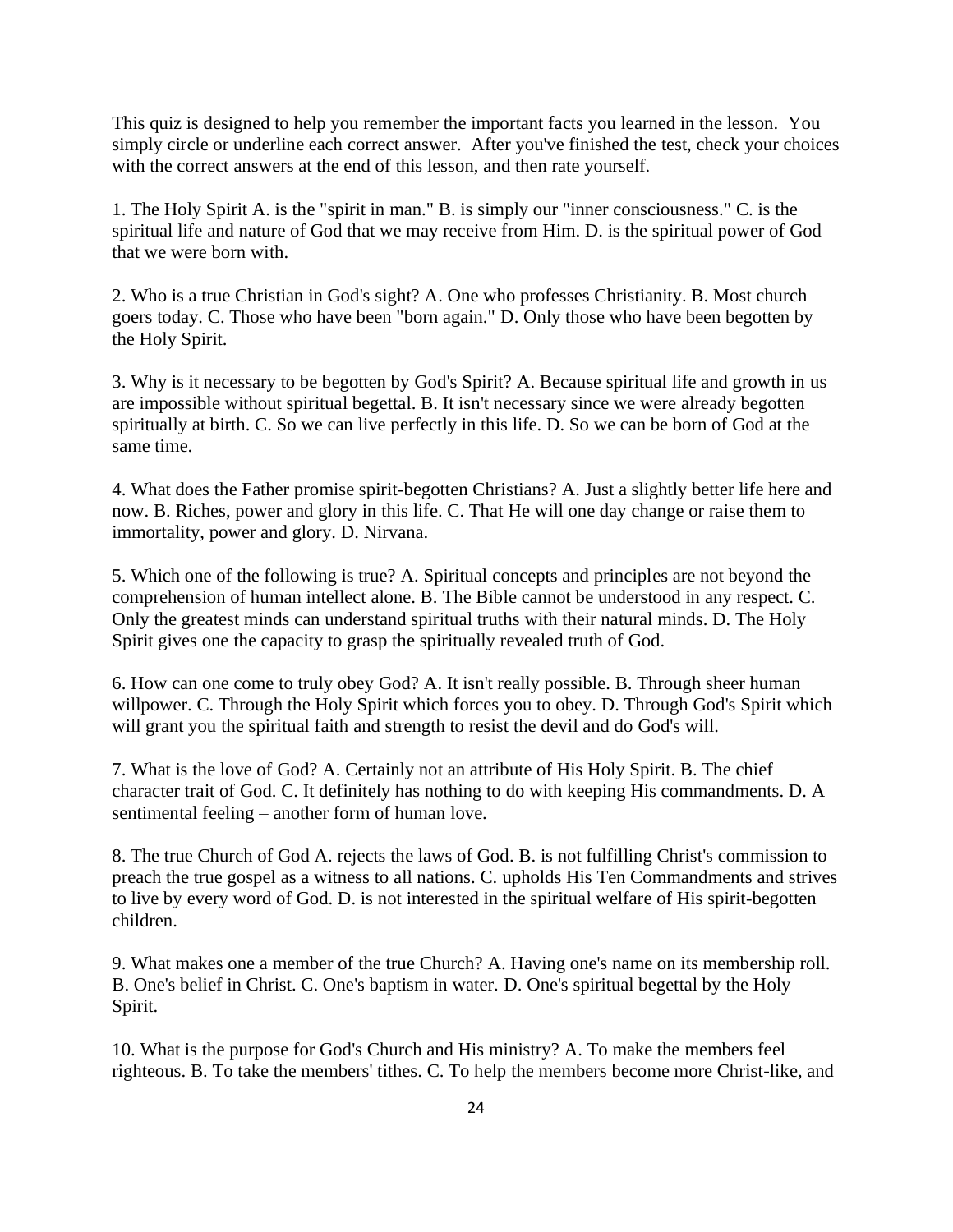This quiz is designed to help you remember the important facts you learned in the lesson. You simply circle or underline each correct answer. After you've finished the test, check your choices with the correct answers at the end of this lesson, and then rate yourself.

1. The Holy Spirit A. is the "spirit in man." B. is simply our "inner consciousness." C. is the spiritual life and nature of God that we may receive from Him. D. is the spiritual power of God that we were born with.

2. Who is a true Christian in God's sight? A. One who professes Christianity. B. Most church goers today. C. Those who have been "born again." D. Only those who have been begotten by the Holy Spirit.

3. Why is it necessary to be begotten by God's Spirit? A. Because spiritual life and growth in us are impossible without spiritual begettal. B. It isn't necessary since we were already begotten spiritually at birth. C. So we can live perfectly in this life. D. So we can be born of God at the same time.

4. What does the Father promise spirit-begotten Christians? A. Just a slightly better life here and now. B. Riches, power and glory in this life. C. That He will one day change or raise them to immortality, power and glory. D. Nirvana.

5. Which one of the following is true? A. Spiritual concepts and principles are not beyond the comprehension of human intellect alone. B. The Bible cannot be understood in any respect. C. Only the greatest minds can understand spiritual truths with their natural minds. D. The Holy Spirit gives one the capacity to grasp the spiritually revealed truth of God.

6. How can one come to truly obey God? A. It isn't really possible. B. Through sheer human willpower. C. Through the Holy Spirit which forces you to obey. D. Through God's Spirit which will grant you the spiritual faith and strength to resist the devil and do God's will.

7. What is the love of God? A. Certainly not an attribute of His Holy Spirit. B. The chief character trait of God. C. It definitely has nothing to do with keeping His commandments. D. A sentimental feeling – another form of human love.

8. The true Church of God A. rejects the laws of God. B. is not fulfilling Christ's commission to preach the true gospel as a witness to all nations. C. upholds His Ten Commandments and strives to live by every word of God. D. is not interested in the spiritual welfare of His spirit-begotten children.

9. What makes one a member of the true Church? A. Having one's name on its membership roll. B. One's belief in Christ. C. One's baptism in water. D. One's spiritual begettal by the Holy Spirit.

10. What is the purpose for God's Church and His ministry? A. To make the members feel righteous. B. To take the members' tithes. C. To help the members become more Christ-like, and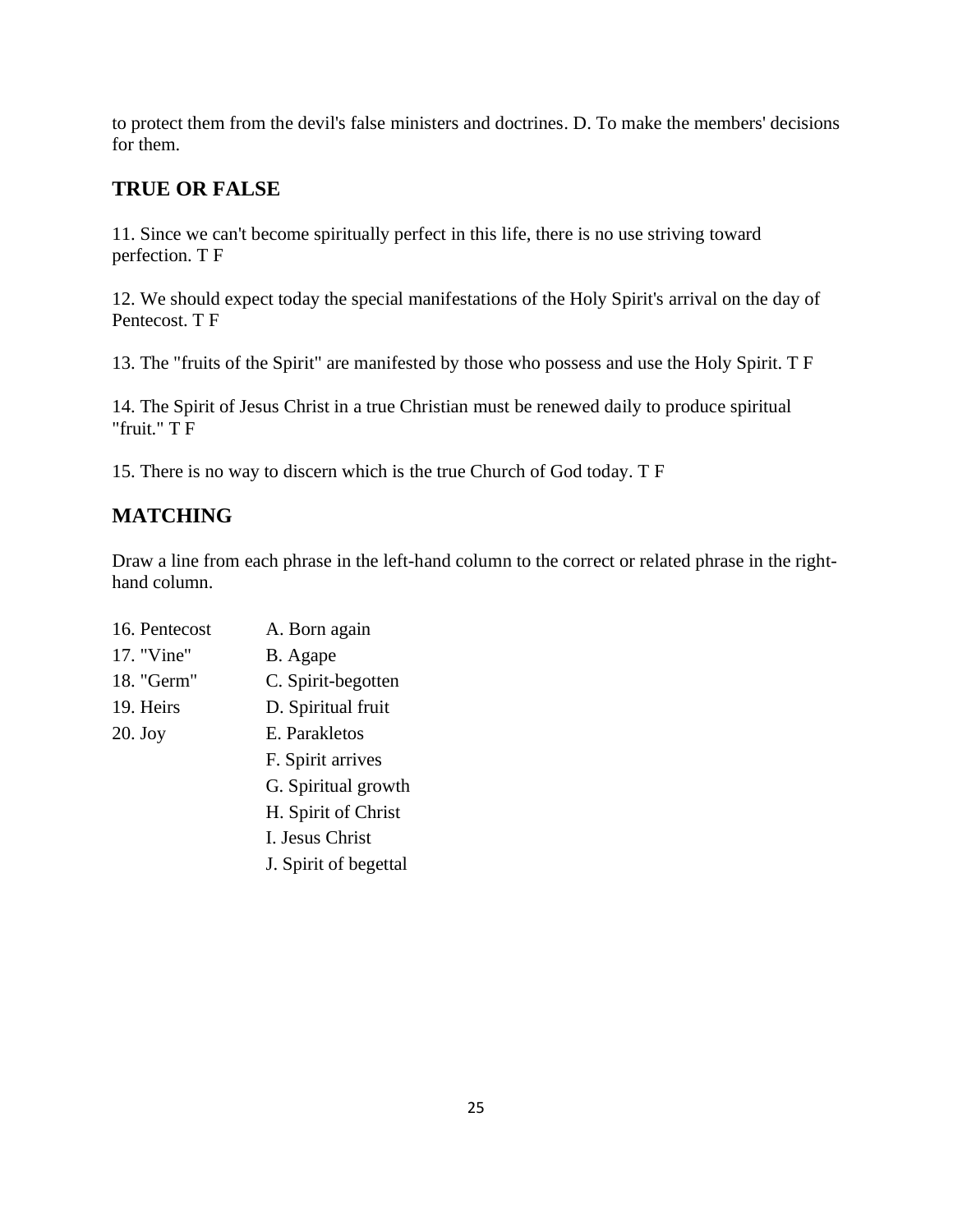to protect them from the devil's false ministers and doctrines. D. To make the members' decisions for them.

## TRUE OR FALSE

11. Since we can't become spiritually perfect in this life, there is no use striving toward perfection. T F

12. We should expect today the special manifestations of the Holy Spirit's arrival on the day of Pentecost. T F

13. The "fruits of the Spirit" are manifested by those who possess and use the Holy Spirit. T F

14. The Spirit of Jesus Christ in a true Christian must be renewed daily to produce spiritual "fruit." T F

15. There is no way to discern which is the true Church of God today. T F

## MATCHING

Draw a line from each phrase in the left-hand column to the correct or related phrase in the right-hand column.

| | |
|---|---|
| 16. Pentecost | A. Born again |
| 17. "Vine" | B. Agape |
| 18. "Germ" | C. Spirit-begotten |
| 19. Heirs | D. Spiritual fruit |
| 20. Joy | E. Parakletos |
| | F. Spirit arrives |
| | G. Spiritual growth |
| | H. Spirit of Christ |
| | I. Jesus Christ |
| | J. Spirit of begettal |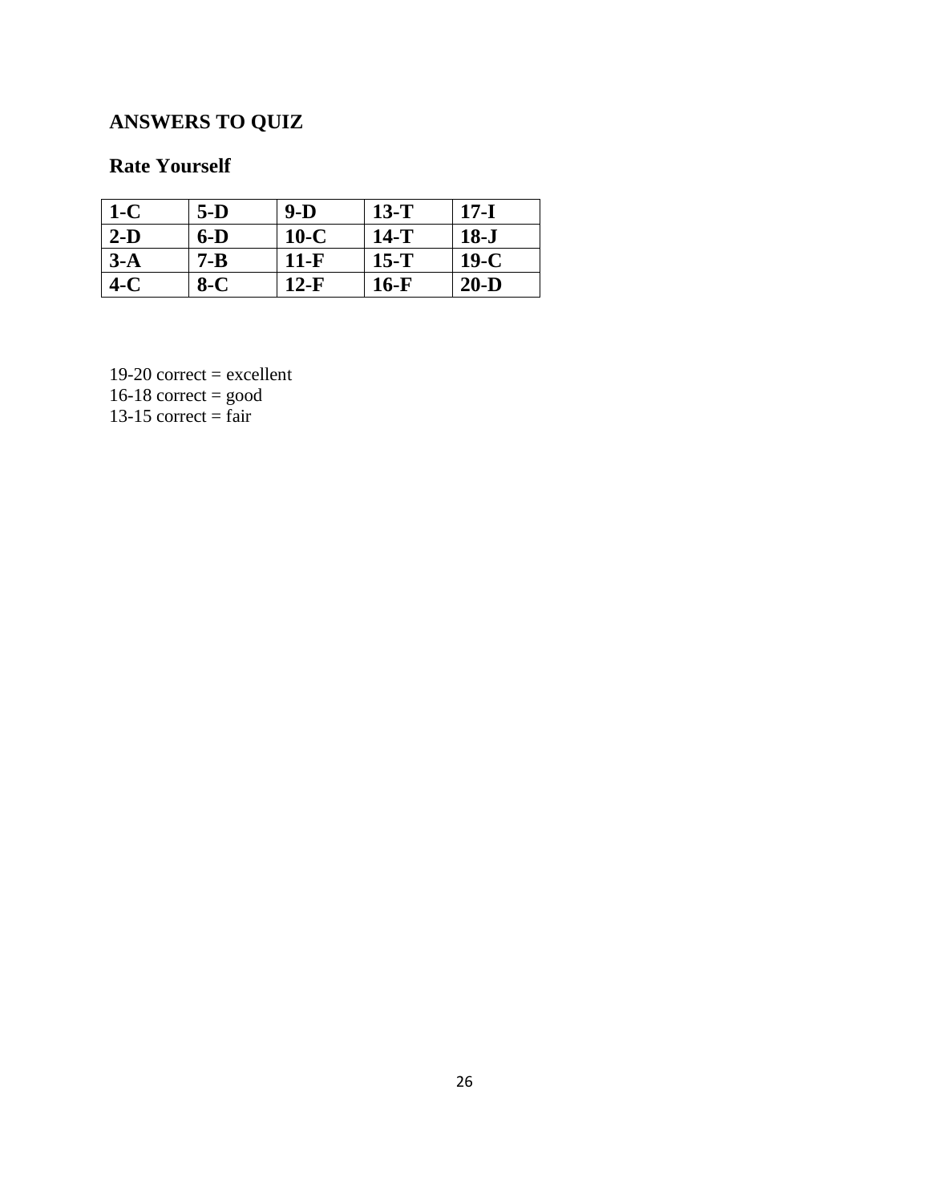## ANSWERS TO QUIZ

### Rate Yourself

| | | | | |
|---|---|---|---|---|
| **1-C** | **5-D** | **9-D** | **13-T** | **17-I** |
| **2-D** | **6-D** | **10-C** | **14-T** | **18-J** |
| **3-A** | **7-B** | **11-F** | **15-T** | **19-C** |
| **4-C** | **8-C** | **12-F** | **16-F** | **20-D** |

19-20 correct = excellent
16-18 correct = good
13-15 correct = fair